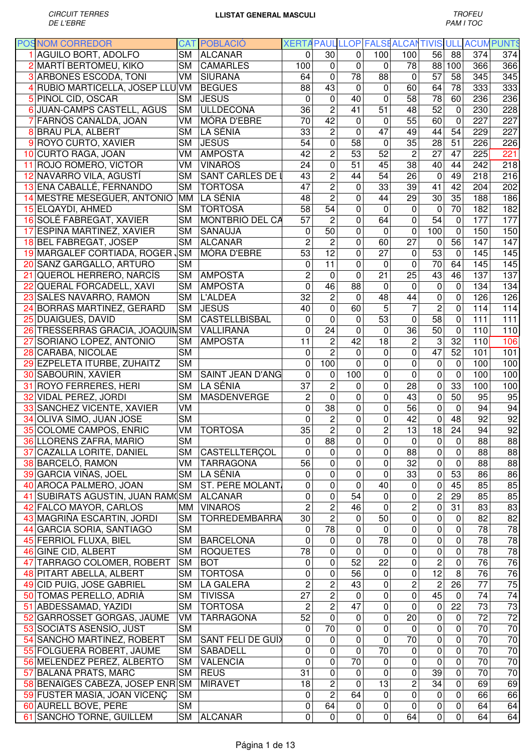CIRCUIT TERRES DE L'EBRE

**LLISTAT GENERAL MASCULI**

TROFEU PAM I TOC

| POS | NOM CORREDOR | CAT | POBLACIÓ | XERTA | PAUL | LLOP | FALSE | ALCAN | TIVIS | ULL | ACUM | PUNTS |
|---|---|---|---|---|---|---|---|---|---|---|---|---|
| 1 | AGUILO BORT, ADOLFO | SM | ALCANAR | 0 | 30 | 0 | 100 | 100 | 56 | 88 | 374 | 374 |
| 2 | MARTÍ BERTOMEU, KIKO | SM | CAMARLES | 100 | 0 | 0 | 0 | 78 | 88 | 100 | 366 | 366 |
| 3 | ARBONES ESCODA, TONI | VM | SIURANA | 64 | 0 | 78 | 88 | 0 | 57 | 58 | 345 | 345 |
| 4 | RUBIO MARTICELLA, JOSEP LLU | VM | BEGUES | 88 | 43 | 0 | 0 | 60 | 64 | 78 | 333 | 333 |
| 5 | PINOL CID, OSCAR | SM | JESUS | 0 | 0 | 40 | 0 | 58 | 78 | 60 | 236 | 236 |
| 6 | JUAN-CAMPS CASTELL, AGUS | SM | ULLDECONA | 36 | 2 | 41 | 51 | 48 | 52 | 0 | 230 | 228 |
| 7 | FARNÓS CANALDA, JOAN | VM | MÓRA D'EBRE | 70 | 42 | 0 | 0 | 55 | 60 | 0 | 227 | 227 |
| 8 | BRAU PLA, ALBERT | SM | LA SÉNIA | 33 | 2 | 0 | 47 | 49 | 44 | 54 | 229 | 227 |
| 9 | ROYO CURTO, XAVIER | SM | JESÚS | 54 | 0 | 58 | 0 | 35 | 28 | 51 | 226 | 226 |
| 10 | CURTO RAGA, JOAN | VM | AMPOSTA | 42 | 2 | 53 | 52 | 2 | 27 | 47 | 225 | 221 |
| 11 | ROJO ROMERO, VICTOR | VM | VINAROS | 24 | 0 | 51 | 45 | 38 | 40 | 44 | 242 | 218 |
| 12 | NAVARRO VILA, AGUSTÍ | SM | SANT CARLES DE L | 43 | 2 | 44 | 54 | 26 | 0 | 49 | 218 | 216 |
| 13 | ENA CABALLÉ, FERNANDO | SM | TORTOSA | 47 | 2 | 0 | 33 | 39 | 41 | 42 | 204 | 202 |
| 14 | MESTRE MESEGUER, ANTONIO | MM | LA SÉNIA | 48 | 2 | 0 | 44 | 29 | 30 | 35 | 188 | 186 |
| 15 | ELQAYDI, AHMED | SM | TORTOSA | 58 | 54 | 0 | 0 | 0 | 0 | 70 | 182 | 182 |
| 16 | SOLÉ FABREGAT, XAVIER | SM | MONTBRIÓ DEL CA | 57 | 2 | 0 | 64 | 0 | 54 | 0 | 177 | 177 |
| 17 | ESPINA MARTINEZ, XAVIER | SM | SANAÜJA | 0 | 50 | 0 | 0 | 0 | 100 | 0 | 150 | 150 |
| 18 | BEL FABREGAT, JOSEP | SM | ALCANAR | 2 | 2 | 0 | 60 | 27 | 0 | 56 | 147 | 147 |
| 19 | MARGALEF CORTIADA, ROGER . | SM | MÓRA D'EBRE | 53 | 12 | 0 | 27 | 0 | 53 | 0 | 145 | 145 |
| 20 | SANZ GARGALLO, ARTURO | SM | | 0 | 11 | 0 | 0 | 0 | 70 | 64 | 145 | 145 |
| 21 | QUEROL HERRERO, NARCÍS | SM | AMPOSTA | 2 | 0 | 0 | 21 | 25 | 43 | 46 | 137 | 137 |
| 22 | QUERAL FORCADELL, XAVI | SM | AMPOSTA | 0 | 46 | 88 | 0 | 0 | 0 | 0 | 134 | 134 |
| 23 | SALES NAVARRO, RAMON | SM | L'ALDEA | 32 | 2 | 0 | 48 | 44 | 0 | 0 | 126 | 126 |
| 24 | BORRAS MARTINEZ, GERARD | SM | JESÚS | 40 | 0 | 60 | 5 | 7 | 2 | 0 | 114 | 114 |
| 25 | DUAIGUES, DAVID | SM | CASTELLBISBAL | 0 | 0 | 0 | 53 | 0 | 58 | 0 | 111 | 111 |
| 26 | TRESSERRAS GRACIA, JOAQUIN | SM | VALLIRANA | 0 | 24 | 0 | 0 | 36 | 50 | 0 | 110 | 110 |
| 27 | SORIANO LOPEZ, ANTONIO | SM | AMPOSTA | 11 | 2 | 42 | 18 | 2 | 3 | 32 | 110 | 106 |
| 28 | CARABA, NICOLAE | SM | | 0 | 2 | 0 | 0 | 0 | 47 | 52 | 101 | 101 |
| 29 | EZPELETA ITURBE, ZUHAITZ | SM | | 0 | 100 | 0 | 0 | 0 | 0 | 0 | 100 | 100 |
| 30 | SABOURIN, XAVIER | SM | SAINT JEAN D'ANG | 0 | 0 | 100 | 0 | 0 | 0 | 0 | 100 | 100 |
| 31 | ROYO FERRERES, HERI | SM | LA SÉNIA | 37 | 2 | 0 | 0 | 28 | 0 | 33 | 100 | 100 |
| 32 | VIDAL PEREZ, JORDI | SM | MASDENVERGE | 2 | 0 | 0 | 0 | 43 | 0 | 50 | 95 | 95 |
| 33 | SANCHEZ VICENTE, XAVIER | VM | | 0 | 38 | 0 | 0 | 56 | 0 | 0 | 94 | 94 |
| 34 | OLIVA SIMO, JUAN JOSE | SM | | 0 | 2 | 0 | 0 | 42 | 0 | 48 | 92 | 92 |
| 35 | COLOME CAMPOS, ENRIC | VM | TORTOSA | 35 | 2 | 0 | 2 | 13 | 18 | 24 | 94 | 92 |
| 36 | LLORENS ZAFRA, MARIO | SM | | 0 | 88 | 0 | 0 | 0 | 0 | 0 | 88 | 88 |
| 37 | CAZALLA LORITE, DANIEL | SM | CASTELLTERÇOL | 0 | 0 | 0 | 0 | 88 | 0 | 0 | 88 | 88 |
| 38 | BARCELÓ, RAMON | VM | TARRAGONA | 56 | 0 | 0 | 0 | 32 | 0 | 0 | 88 | 88 |
| 39 | GARCIA VIÑAS, JOEL | SM | LA SÉNIA | 0 | 0 | 0 | 0 | 33 | 0 | 53 | 86 | 86 |
| 40 | AROCA PALMERO, JOAN | SM | ST. PERE MOLANT. | 0 | 0 | 0 | 40 | 0 | 0 | 45 | 85 | 85 |
| 41 | SUBIRATS AGUSTIN, JUAN RAM( | SM | ALCANAR | 0 | 0 | 54 | 0 | 0 | 2 | 29 | 85 | 85 |
| 42 | FALCO MAYOR, CARLOS | MM | VINAROS | 2 | 2 | 46 | 0 | 2 | 0 | 31 | 83 | 83 |
| 43 | MAGRIÑA ESCARTIN, JORDI | SM | TORREDEMBARRA | 30 | 2 | 0 | 50 | 0 | 0 | 0 | 82 | 82 |
| 44 | GARCIA SORIA, SANTIAGO | SM | | 0 | 78 | 0 | 0 | 0 | 0 | 0 | 78 | 78 |
| 45 | FERRIOL FLUXA, BIEL | SM | BARCELONA | 0 | 0 | 0 | 78 | 0 | 0 | 0 | 78 | 78 |
| 46 | GINE CID, ALBERT | SM | ROQUETES | 78 | 0 | 0 | 0 | 0 | 0 | 0 | 78 | 78 |
| 47 | TARRAGO COLOMER, ROBERT | SM | BOT | 0 | 0 | 52 | 22 | 0 | 2 | 0 | 76 | 76 |
| 48 | PITART ABELLA, ALBERT | SM | TORTOSA | 0 | 0 | 56 | 0 | 0 | 12 | 8 | 76 | 76 |
| 49 | CID PUIG, JOSE GABRIEL | SM | LA GALERA | 2 | 2 | 43 | 0 | 2 | 2 | 26 | 77 | 75 |
| 50 | TOMAS PERELLO, ADRIÀ | SM | TIVISSA | 27 | 2 | 0 | 0 | 0 | 45 | 0 | 74 | 74 |
| 51 | ABDESSAMAD, YAZIDI | SM | TORTOSA | 2 | 2 | 47 | 0 | 0 | 0 | 22 | 73 | 73 |
| 52 | GARROSSET GORGAS, JAUME | VM | TARRAGONA | 52 | 0 | 0 | 0 | 20 | 0 | 0 | 72 | 72 |
| 53 | SOCIATS ASENSIO, JUST | SM | | 0 | 70 | 0 | 0 | 0 | 0 | 0 | 70 | 70 |
| 54 | SANCHO MARTINEZ, ROBERT | SM | SANT FELI DE GUIX | 0 | 0 | 0 | 0 | 70 | 0 | 0 | 70 | 70 |
| 55 | FOLGUERA ROBERT, JAUME | SM | SABADELL | 0 | 0 | 0 | 70 | 0 | 0 | 0 | 70 | 70 |
| 56 | MELENDEZ PEREZ, ALBERTO | SM | VALENCIA | 0 | 0 | 70 | 0 | 0 | 0 | 0 | 70 | 70 |
| 57 | BALANÁ PRATS, MARC | SM | REUS | 31 | 0 | 0 | 0 | 0 | 39 | 0 | 70 | 70 |
| 58 | BENAIGES CABEZA, JOSEP ENR | SM | MIRAVET | 18 | 2 | 0 | 13 | 2 | 34 | 0 | 69 | 69 |
| 59 | FUSTER MASIA, JOAN VICENÇ | SM | | 0 | 2 | 64 | 0 | 0 | 0 | 0 | 66 | 66 |
| 60 | AURELL BOVE, PERE | SM | | 0 | 64 | 0 | 0 | 0 | 0 | 0 | 64 | 64 |
| 61 | SANCHO TORNE, GUILLEM | SM | ALCANAR | 0 | 0 | 0 | 0 | 64 | 0 | 0 | 64 | 64 |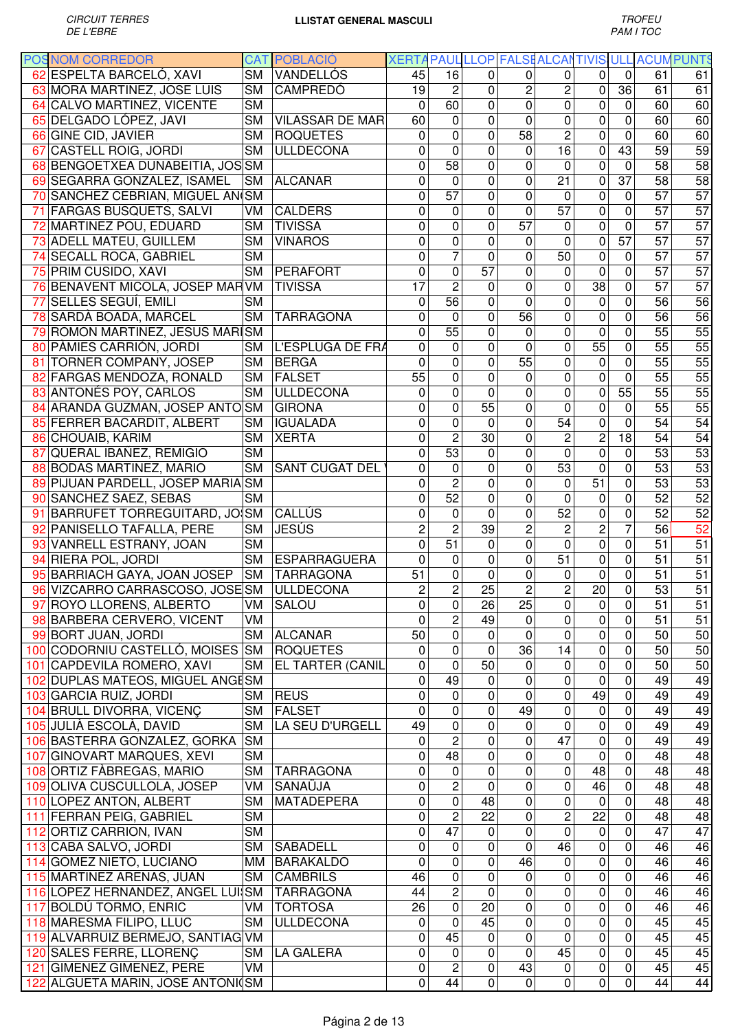CIRCUIT TERRES DE L'EBRE

**LLISTAT GENERAL MASCULI**

TROFEU PAM I TOC

| POS | NOM CORREDOR | CAT | POBLACIÓ | XERTA | PAUL | LLOP | FALSE | ALCAN | TIVIS | ULL | ACUM | PUNTS |
|---|---|---|---|---|---|---|---|---|---|---|---|---|
| 62 | ESPELTA BARCELÓ, XAVI | SM | VANDELLÓS | 45 | 16 | 0 | 0 | 0 | 0 | 0 | 61 | 61 |
| 63 | MORA MARTINEZ, JOSE LUIS | SM | CAMPREDÓ | 19 | 2 | 0 | 2 | 2 | 0 | 36 | 61 | 61 |
| 64 | CALVO MARTINEZ, VICENTE | SM | | 0 | 60 | 0 | 0 | 0 | 0 | 0 | 60 | 60 |
| 65 | DELGADO LÓPEZ, JAVI | SM | VILASSAR DE MAR | 60 | 0 | 0 | 0 | 0 | 0 | 0 | 60 | 60 |
| 66 | GINE CID, JAVIER | SM | ROQUETES | 0 | 0 | 0 | 58 | 2 | 0 | 0 | 60 | 60 |
| 67 | CASTELL ROIG, JORDI | SM | ULLDECONA | 0 | 0 | 0 | 0 | 16 | 0 | 43 | 59 | 59 |
| 68 | BENGOETXEA DUNABEITIA, JOS | SM | | 0 | 58 | 0 | 0 | 0 | 0 | 0 | 58 | 58 |
| 69 | SEGARRA GONZALEZ, ISAMEL | SM | ALCANAR | 0 | 0 | 0 | 0 | 21 | 0 | 37 | 58 | 58 |
| 70 | SANCHEZ CEBRIAN, MIGUEL AN | SM | | 0 | 57 | 0 | 0 | 0 | 0 | 0 | 57 | 57 |
| 71 | FARGAS BUSQUETS, SALVI | VM | CALDERS | 0 | 0 | 0 | 0 | 57 | 0 | 0 | 57 | 57 |
| 72 | MARTINEZ POU, EDUARD | SM | TIVISSA | 0 | 0 | 0 | 57 | 0 | 0 | 0 | 57 | 57 |
| 73 | ADELL MATEU, GUILLEM | SM | VINAROS | 0 | 0 | 0 | 0 | 0 | 0 | 57 | 57 | 57 |
| 74 | SECALL ROCA, GABRIEL | SM | | 0 | 7 | 0 | 0 | 50 | 0 | 0 | 57 | 57 |
| 75 | PRIM CUSIDO, XAVI | SM | PERAFORT | 0 | 0 | 57 | 0 | 0 | 0 | 0 | 57 | 57 |
| 76 | BENAVENT MICOLA, JOSEP MAR | VM | TIVISSA | 17 | 2 | 0 | 0 | 0 | 38 | 0 | 57 | 57 |
| 77 | SELLES SEGUÍ, EMILI | SM | | 0 | 56 | 0 | 0 | 0 | 0 | 0 | 56 | 56 |
| 78 | SARDÀ BOADA, MARCEL | SM | TARRAGONA | 0 | 0 | 0 | 56 | 0 | 0 | 0 | 56 | 56 |
| 79 | ROMON MARTINEZ, JESUS MARI | SM | | 0 | 55 | 0 | 0 | 0 | 0 | 0 | 55 | 55 |
| 80 | PÀMIES CARRIÓN, JORDI | SM | L'ESPLUGA DE FRA | 0 | 0 | 0 | 0 | 0 | 55 | 0 | 55 | 55 |
| 81 | TORNER COMPANY, JOSEP | SM | BERGA | 0 | 0 | 0 | 55 | 0 | 0 | 0 | 55 | 55 |
| 82 | FARGAS MENDOZA, RONALD | SM | FALSET | 55 | 0 | 0 | 0 | 0 | 0 | 0 | 55 | 55 |
| 83 | ANTONÉS POY, CARLOS | SM | ULLDECONA | 0 | 0 | 0 | 0 | 0 | 0 | 55 | 55 | 55 |
| 84 | ARANDA GUZMAN, JOSEP ANTO | SM | GIRONA | 0 | 0 | 55 | 0 | 0 | 0 | 0 | 55 | 55 |
| 85 | FERRER BACARDIT, ALBERT | SM | IGUALADA | 0 | 0 | 0 | 0 | 54 | 0 | 0 | 54 | 54 |
| 86 | CHOUAIB, KARIM | SM | XERTA | 0 | 2 | 30 | 0 | 2 | 2 | 18 | 54 | 54 |
| 87 | QUERAL IBAÑEZ, REMIGIO | SM | | 0 | 53 | 0 | 0 | 0 | 0 | 0 | 53 | 53 |
| 88 | BODAS MARTINEZ, MARIO | SM | SANT CUGAT DEL | 0 | 0 | 0 | 0 | 53 | 0 | 0 | 53 | 53 |
| 89 | PIJUAN PARDELL, JOSEP MARIA | SM | | 0 | 2 | 0 | 0 | 0 | 51 | 0 | 53 | 53 |
| 90 | SANCHEZ SAEZ, SEBAS | SM | | 0 | 52 | 0 | 0 | 0 | 0 | 0 | 52 | 52 |
| 91 | BARRUFET TORREGUITARD, JO | SM | CALLÚS | 0 | 0 | 0 | 0 | 52 | 0 | 0 | 52 | 52 |
| 92 | PANISELLO TAFALLA, PERE | SM | JESÚS | 2 | 2 | 39 | 2 | 2 | 2 | 7 | 56 | 52 |
| 93 | VANRELL ESTRANY, JOAN | SM | | 0 | 51 | 0 | 0 | 0 | 0 | 0 | 51 | 51 |
| 94 | RIERA POL, JORDI | SM | ESPARRAGUERA | 0 | 0 | 0 | 0 | 51 | 0 | 0 | 51 | 51 |
| 95 | BARRIACH GAYA, JOAN JOSEP | SM | TARRAGONA | 51 | 0 | 0 | 0 | 0 | 0 | 0 | 51 | 51 |
| 96 | VIZCARRO CARRASCOSO, JOSE | SM | ULLDECONA | 2 | 2 | 25 | 2 | 2 | 20 | 0 | 53 | 51 |
| 97 | ROYO LLORENS, ALBERTO | VM | SALOU | 0 | 0 | 26 | 25 | 0 | 0 | 0 | 51 | 51 |
| 98 | BARBERA CERVERO, VICENT | VM | | 0 | 2 | 49 | 0 | 0 | 0 | 0 | 51 | 51 |
| 99 | BORT JUAN, JORDI | SM | ALCANAR | 50 | 0 | 0 | 0 | 0 | 0 | 0 | 50 | 50 |
| 100 | CODORNIU CASTELLÓ, MOISES | SM | ROQUETES | 0 | 0 | 0 | 36 | 14 | 0 | 0 | 50 | 50 |
| 101 | CAPDEVILA ROMERO, XAVI | SM | EL TARTER (CANIL | 0 | 0 | 50 | 0 | 0 | 0 | 0 | 50 | 50 |
| 102 | DUPLAS MATEOS, MIGUEL ANGE | SM | | 0 | 49 | 0 | 0 | 0 | 0 | 0 | 49 | 49 |
| 103 | GARCIA RUIZ, JORDI | SM | REUS | 0 | 0 | 0 | 0 | 0 | 49 | 0 | 49 | 49 |
| 104 | BRULL DIVORRA, VICENÇ | SM | FALSET | 0 | 0 | 0 | 49 | 0 | 0 | 0 | 49 | 49 |
| 105 | JULIÀ ESCOLÀ, DAVID | SM | LA SEU D'URGELL | 49 | 0 | 0 | 0 | 0 | 0 | 0 | 49 | 49 |
| 106 | BASTERRA GONZALEZ, GORKA | SM | | 0 | 2 | 0 | 0 | 47 | 0 | 0 | 49 | 49 |
| 107 | GINOVART MARQUES, XEVI | SM | | 0 | 48 | 0 | 0 | 0 | 0 | 0 | 48 | 48 |
| 108 | ORTIZ FÀBREGAS, MARIO | SM | TARRAGONA | 0 | 0 | 0 | 0 | 0 | 48 | 0 | 48 | 48 |
| 109 | OLIVA CUSCULLOLA, JOSEP | VM | SANAÜJA | 0 | 2 | 0 | 0 | 0 | 46 | 0 | 48 | 48 |
| 110 | LOPEZ ANTON, ALBERT | SM | MATADEPERA | 0 | 0 | 48 | 0 | 0 | 0 | 0 | 48 | 48 |
| 111 | FERRAN PEIG, GABRIEL | SM | | 0 | 2 | 22 | 0 | 2 | 22 | 0 | 48 | 48 |
| 112 | ORTIZ CARRION, IVAN | SM | | 0 | 47 | 0 | 0 | 0 | 0 | 0 | 47 | 47 |
| 113 | CABA SALVO, JORDI | SM | SABADELL | 0 | 0 | 0 | 0 | 46 | 0 | 0 | 46 | 46 |
| 114 | GOMEZ NIETO, LUCIANO | MM | BARAKALDO | 0 | 0 | 0 | 46 | 0 | 0 | 0 | 46 | 46 |
| 115 | MARTINEZ ARENAS, JUAN | SM | CAMBRILS | 46 | 0 | 0 | 0 | 0 | 0 | 0 | 46 | 46 |
| 116 | LOPEZ HERNANDEZ, ANGEL LUI | SM | TARRAGONA | 44 | 2 | 0 | 0 | 0 | 0 | 0 | 46 | 46 |
| 117 | BOLDÚ TORMO, ENRIC | VM | TORTOSA | 26 | 0 | 20 | 0 | 0 | 0 | 0 | 46 | 46 |
| 118 | MARESMA FILIPO, LLUC | SM | ULLDECONA | 0 | 0 | 45 | 0 | 0 | 0 | 0 | 45 | 45 |
| 119 | ALVARRUIZ BERMEJO, SANTIAG | VM | | 0 | 45 | 0 | 0 | 0 | 0 | 0 | 45 | 45 |
| 120 | SALES FERRE, LLORENÇ | SM | LA GALERA | 0 | 0 | 0 | 0 | 45 | 0 | 0 | 45 | 45 |
| 121 | GIMENEZ GIMENEZ, PERE | VM | | 0 | 2 | 0 | 43 | 0 | 0 | 0 | 45 | 45 |
| 122 | ALGUETA MARIN, JOSE ANTONI | SM | | 0 | 44 | 0 | 0 | 0 | 0 | 0 | 44 | 44 |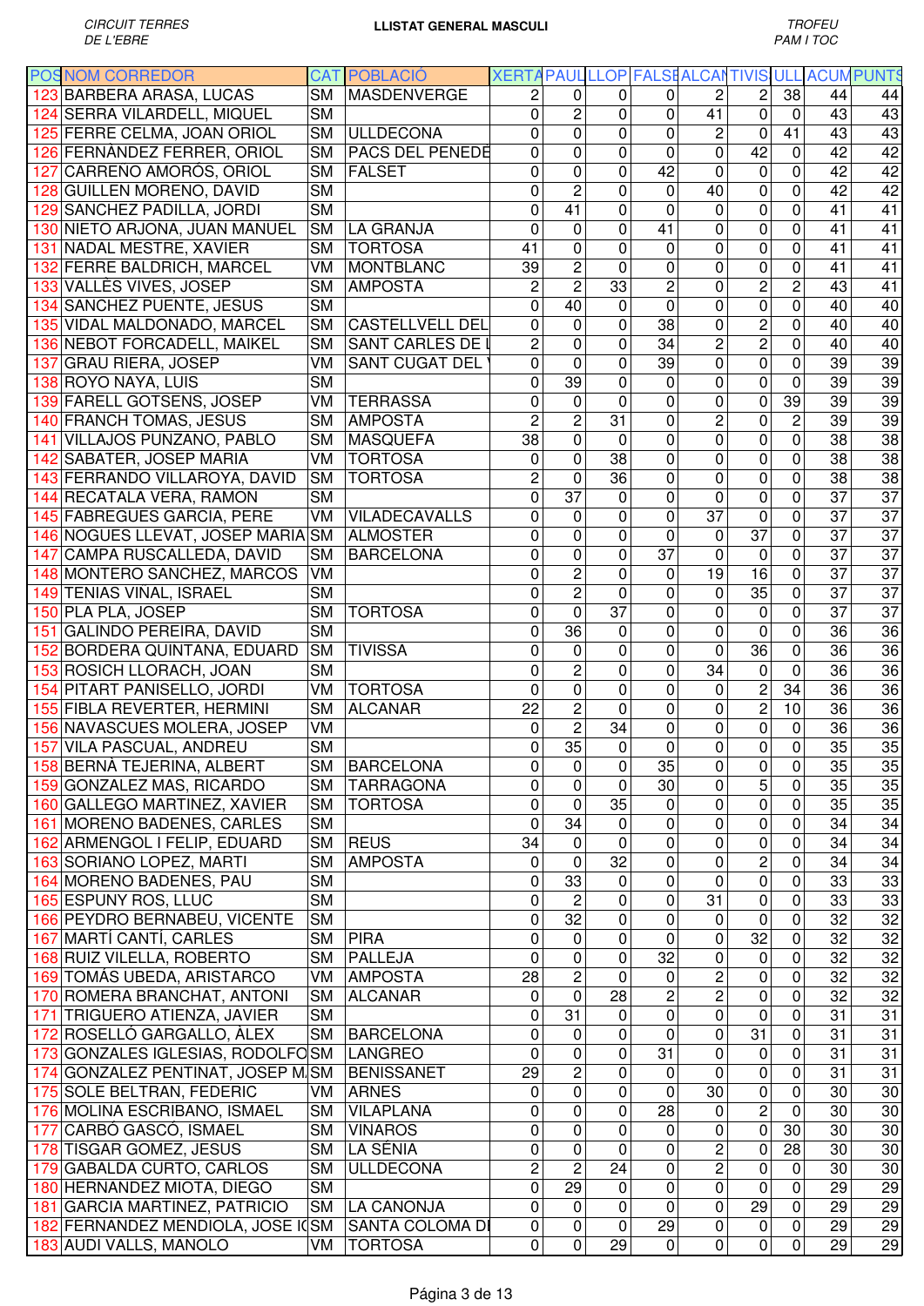CIRCUIT TERRES DE L'EBRE

**LLISTAT GENERAL MASCULI**

TROFEU PAM I TOC

| POS | NOM CORREDOR | CAT | POBLACIÓ | XERTA | PAUL | LLOP | FALSE | ALCAN | TIVIS | ULL | ACUM | PUNTS |
|---|---|---|---|---|---|---|---|---|---|---|---|---|
| 123 | BARBERA ARASA, LUCAS | SM | MASDENVERGE | 2 | 0 | 0 | 0 | 2 | 2 | 38 | 44 | 44 |
| 124 | SERRA VILARDELL, MIQUEL | SM | | 0 | 2 | 0 | 0 | 41 | 0 | 0 | 43 | 43 |
| 125 | FERRE CELMA, JOAN ORIOL | SM | ULLDECONA | 0 | 0 | 0 | 0 | 2 | 0 | 41 | 43 | 43 |
| 126 | FERNÀNDEZ FERRER, ORIOL | SM | PACS DEL PENEDÈ | 0 | 0 | 0 | 0 | 0 | 42 | 0 | 42 | 42 |
| 127 | CARREÑO AMORÓS, ORIOL | SM | FALSET | 0 | 0 | 0 | 42 | 0 | 0 | 0 | 42 | 42 |
| 128 | GUILLEN MORENO, DAVID | SM | | 0 | 2 | 0 | 0 | 40 | 0 | 0 | 42 | 42 |
| 129 | SANCHEZ PADILLA, JORDI | SM | | 0 | 41 | 0 | 0 | 0 | 0 | 0 | 41 | 41 |
| 130 | NIETO ARJONA, JUAN MANUEL | SM | LA GRANJA | 0 | 0 | 0 | 41 | 0 | 0 | 0 | 41 | 41 |
| 131 | NADAL MESTRE, XAVIER | SM | TORTOSA | 41 | 0 | 0 | 0 | 0 | 0 | 0 | 41 | 41 |
| 132 | FERRE BALDRICH, MARCEL | VM | MONTBLANC | 39 | 2 | 0 | 0 | 0 | 0 | 0 | 41 | 41 |
| 133 | VALLÈS VIVES, JOSEP | SM | AMPOSTA | 2 | 2 | 33 | 2 | 0 | 2 | 2 | 43 | 41 |
| 134 | SANCHEZ PUENTE, JESUS | SM | | 0 | 40 | 0 | 0 | 0 | 0 | 0 | 40 | 40 |
| 135 | VIDAL MALDONADO, MARCEL | SM | CASTELLVELL DEL | 0 | 0 | 0 | 38 | 0 | 2 | 0 | 40 | 40 |
| 136 | NEBOT FORCADELL, MAIKEL | SM | SANT CARLES DE L | 2 | 0 | 0 | 34 | 2 | 2 | 0 | 40 | 40 |
| 137 | GRAU RIERA, JOSEP | VM | SANT CUGAT DEL V | 0 | 0 | 0 | 39 | 0 | 0 | 0 | 39 | 39 |
| 138 | ROYO NAYA, LUIS | SM | | 0 | 39 | 0 | 0 | 0 | 0 | 0 | 39 | 39 |
| 139 | FARELL GOTSENS, JOSEP | VM | TERRASSA | 0 | 0 | 0 | 0 | 0 | 0 | 39 | 39 | 39 |
| 140 | FRANCH TOMAS, JESUS | SM | AMPOSTA | 2 | 2 | 31 | 0 | 2 | 0 | 2 | 39 | 39 |
| 141 | VILLAJOS PUNZANO, PABLO | SM | MASQUEFA | 38 | 0 | 0 | 0 | 0 | 0 | 0 | 38 | 38 |
| 142 | SABATER, JOSEP MARIA | VM | TORTOSA | 0 | 0 | 38 | 0 | 0 | 0 | 0 | 38 | 38 |
| 143 | FERRANDO VILLAROYA, DAVID | SM | TORTOSA | 2 | 0 | 36 | 0 | 0 | 0 | 0 | 38 | 38 |
| 144 | RECATALA VERA, RAMON | SM | | 0 | 37 | 0 | 0 | 0 | 0 | 0 | 37 | 37 |
| 145 | FABREGUES GARCIA, PERE | VM | VILADECAVALLS | 0 | 0 | 0 | 0 | 37 | 0 | 0 | 37 | 37 |
| 146 | NOGUES LLEVAT, JOSEP MARIA | SM | ALMOSTER | 0 | 0 | 0 | 0 | 0 | 37 | 0 | 37 | 37 |
| 147 | CAMPA RUSCALLEDA, DAVID | SM | BARCELONA | 0 | 0 | 0 | 37 | 0 | 0 | 0 | 37 | 37 |
| 148 | MONTERO SANCHEZ, MARCOS | VM | | 0 | 2 | 0 | 0 | 19 | 16 | 0 | 37 | 37 |
| 149 | TENIAS VIÑAL, ISRAEL | SM | | 0 | 2 | 0 | 0 | 0 | 35 | 0 | 37 | 37 |
| 150 | PLA PLA, JOSEP | SM | TORTOSA | 0 | 0 | 37 | 0 | 0 | 0 | 0 | 37 | 37 |
| 151 | GALINDO PEREIRA, DAVID | SM | | 0 | 36 | 0 | 0 | 0 | 0 | 0 | 36 | 36 |
| 152 | BORDERA QUINTANA, EDUARD | SM | TIVISSA | 0 | 0 | 0 | 0 | 0 | 36 | 0 | 36 | 36 |
| 153 | ROSICH LLORACH, JOAN | SM | | 0 | 2 | 0 | 0 | 34 | 0 | 0 | 36 | 36 |
| 154 | PITART PANISELLO, JORDI | VM | TORTOSA | 0 | 0 | 0 | 0 | 0 | 2 | 34 | 36 | 36 |
| 155 | FIBLA REVERTER, HERMINI | SM | ALCANAR | 22 | 2 | 0 | 0 | 0 | 2 | 10 | 36 | 36 |
| 156 | NAVASCUES MOLERA, JOSEP | VM | | 0 | 2 | 34 | 0 | 0 | 0 | 0 | 36 | 36 |
| 157 | VILA PASCUAL, ANDREU | SM | | 0 | 35 | 0 | 0 | 0 | 0 | 0 | 35 | 35 |
| 158 | BERNÀ TEJERINA, ALBERT | SM | BARCELONA | 0 | 0 | 0 | 35 | 0 | 0 | 0 | 35 | 35 |
| 159 | GONZALEZ MAS, RICARDO | SM | TARRAGONA | 0 | 0 | 0 | 30 | 0 | 5 | 0 | 35 | 35 |
| 160 | GALLEGO MARTINEZ, XAVIER | SM | TORTOSA | 0 | 0 | 35 | 0 | 0 | 0 | 0 | 35 | 35 |
| 161 | MORENO BADENES, CARLES | SM | | 0 | 34 | 0 | 0 | 0 | 0 | 0 | 34 | 34 |
| 162 | ARMENGOL I FELIP, EDUARD | SM | REUS | 34 | 0 | 0 | 0 | 0 | 0 | 0 | 34 | 34 |
| 163 | SORIANO LOPEZ, MARTI | SM | AMPOSTA | 0 | 0 | 32 | 0 | 0 | 2 | 0 | 34 | 34 |
| 164 | MORENO BADENES, PAU | SM | | 0 | 33 | 0 | 0 | 0 | 0 | 0 | 33 | 33 |
| 165 | ESPUNY ROS, LLUC | SM | | 0 | 2 | 0 | 0 | 31 | 0 | 0 | 33 | 33 |
| 166 | PEYDRO BERNABEU, VICENTE | SM | | 0 | 32 | 0 | 0 | 0 | 0 | 0 | 32 | 32 |
| 167 | MARTÍ CANTÍ, CARLES | SM | PIRA | 0 | 0 | 0 | 0 | 0 | 32 | 0 | 32 | 32 |
| 168 | RUIZ VILELLA, ROBERTO | SM | PALLEJA | 0 | 0 | 0 | 32 | 0 | 0 | 0 | 32 | 32 |
| 169 | TOMÁS UBEDA, ARISTARCO | VM | AMPOSTA | 28 | 2 | 0 | 0 | 2 | 0 | 0 | 32 | 32 |
| 170 | ROMERA BRANCHAT, ANTONI | SM | ALCANAR | 0 | 0 | 28 | 2 | 2 | 0 | 0 | 32 | 32 |
| 171 | TRIGUERO ATIENZA, JAVIER | SM | | 0 | 31 | 0 | 0 | 0 | 0 | 0 | 31 | 31 |
| 172 | ROSELLÓ GARGALLO, ÀLEX | SM | BARCELONA | 0 | 0 | 0 | 0 | 0 | 31 | 0 | 31 | 31 |
| 173 | GONZALES IGLESIAS, RODOLFO | SM | LANGREO | 0 | 0 | 0 | 31 | 0 | 0 | 0 | 31 | 31 |
| 174 | GONZALEZ PENTINAT, JOSEP M. | SM | BENISSANET | 29 | 2 | 0 | 0 | 0 | 0 | 0 | 31 | 31 |
| 175 | SOLE BELTRAN, FEDERIC | VM | ARNES | 0 | 0 | 0 | 0 | 30 | 0 | 0 | 30 | 30 |
| 176 | MOLINA ESCRIBANO, ISMAEL | SM | VILAPLANA | 0 | 0 | 0 | 28 | 0 | 2 | 0 | 30 | 30 |
| 177 | CARBÓ GASCÓ, ISMAEL | SM | VINAROS | 0 | 0 | 0 | 0 | 0 | 0 | 30 | 30 | 30 |
| 178 | TISGAR GOMEZ, JESUS | SM | LA SÉNIA | 0 | 0 | 0 | 0 | 2 | 0 | 28 | 30 | 30 |
| 179 | GABALDA CURTO, CARLOS | SM | ULLDECONA | 2 | 2 | 24 | 0 | 2 | 0 | 0 | 30 | 30 |
| 180 | HERNANDEZ MIOTA, DIEGO | SM | | 0 | 29 | 0 | 0 | 0 | 0 | 0 | 29 | 29 |
| 181 | GARCIA MARTINEZ, PATRICIO | SM | LA CANONJA | 0 | 0 | 0 | 0 | 0 | 29 | 0 | 29 | 29 |
| 182 | FERNANDEZ MENDIOLA, JOSE IG | SM | SANTA COLOMA DE | 0 | 0 | 0 | 29 | 0 | 0 | 0 | 29 | 29 |
| 183 | AUDI VALLS, MANOLO | VM | TORTOSA | 0 | 0 | 29 | 0 | 0 | 0 | 0 | 29 | 29 |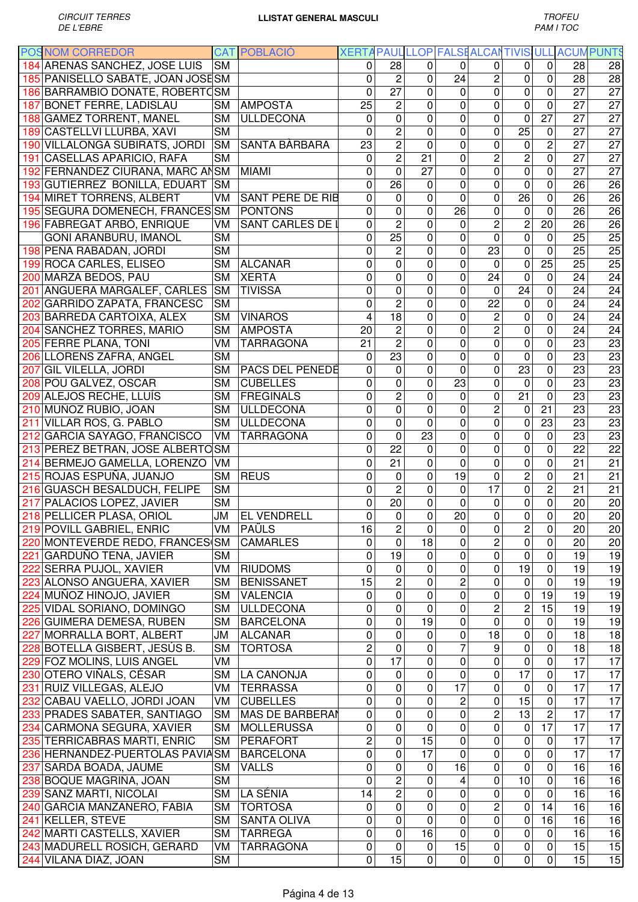CIRCUIT TERRES DE L'EBRE

**LLISTAT GENERAL MASCULI**

TROFEU PAM I TOC

| POS | NOM CORREDOR | CAT | POBLACIÓ | XERTA | PAUL | LLOP | FALSE | ALCAN | TIVIS | ULL | ACUM | PUNTS |
|---|---|---|---|---|---|---|---|---|---|---|---|---|
| 184 | ARENAS SANCHEZ, JOSE LUIS | SM | | 0 | 28 | 0 | 0 | 0 | 0 | 0 | 28 | 28 |
| 185 | PANISELLO SABATE, JOAN JOSE | SM | | 0 | 2 | 0 | 24 | 2 | 0 | 0 | 28 | 28 |
| 186 | BARRAMBIO DONATE, ROBERTO | SM | | 0 | 27 | 0 | 0 | 0 | 0 | 0 | 27 | 27 |
| 187 | BONET FERRE, LADISLAU | SM | AMPOSTA | 25 | 2 | 0 | 0 | 0 | 0 | 0 | 27 | 27 |
| 188 | GAMEZ TORRENT, MANEL | SM | ULLDECONA | 0 | 0 | 0 | 0 | 0 | 0 | 27 | 27 | 27 |
| 189 | CASTELLVI LLURBA, XAVI | SM | | 0 | 2 | 0 | 0 | 0 | 25 | 0 | 27 | 27 |
| 190 | VILLALONGA SUBIRATS, JORDI | SM | SANTA BÀRBARA | 23 | 2 | 0 | 0 | 0 | 0 | 2 | 27 | 27 |
| 191 | CASELLAS APARICIO, RAFA | SM | | 0 | 2 | 21 | 0 | 2 | 2 | 0 | 27 | 27 |
| 192 | FERNANDEZ CIURANA, MARC AN | SM | MIAMI | 0 | 0 | 27 | 0 | 0 | 0 | 0 | 27 | 27 |
| 193 | GUTIERREZ BONILLA, EDUART | SM | | 0 | 26 | 0 | 0 | 0 | 0 | 0 | 26 | 26 |
| 194 | MIRET TORRENS, ALBERT | VM | SANT PERE DE RIB | 0 | 0 | 0 | 0 | 0 | 26 | 0 | 26 | 26 |
| 195 | SEGURA DOMENECH, FRANCES | SM | PONTONS | 0 | 0 | 0 | 26 | 0 | 0 | 0 | 26 | 26 |
| 196 | FABREGAT ARBÓ, ENRIQUE | VM | SANT CARLES DE L | 0 | 2 | 0 | 0 | 2 | 2 | 20 | 26 | 26 |
| | GOÑI ARANBURU, IMANOL | SM | | 0 | 25 | 0 | 0 | 0 | 0 | 0 | 25 | 25 |
| 198 | PEÑA RABADAN, JORDI | SM | | 0 | 2 | 0 | 0 | 23 | 0 | 0 | 25 | 25 |
| 199 | ROCA CARLES, ELISEO | SM | ALCANAR | 0 | 0 | 0 | 0 | 0 | 0 | 25 | 25 | 25 |
| 200 | MARZA BEDOS, PAU | SM | XERTA | 0 | 0 | 0 | 0 | 24 | 0 | 0 | 24 | 24 |
| 201 | ANGUERA MARGALEF, CARLES | SM | TIVISSA | 0 | 0 | 0 | 0 | 0 | 24 | 0 | 24 | 24 |
| 202 | GARRIDO ZAPATA, FRANCESC | SM | | 0 | 2 | 0 | 0 | 22 | 0 | 0 | 24 | 24 |
| 203 | BARREDA CARTOIXA, ALEX | SM | VINAROS | 4 | 18 | 0 | 0 | 2 | 0 | 0 | 24 | 24 |
| 204 | SANCHEZ TORRES, MARIO | SM | AMPOSTA | 20 | 2 | 0 | 0 | 2 | 0 | 0 | 24 | 24 |
| 205 | FERRE PLANA, TONI | VM | TARRAGONA | 21 | 2 | 0 | 0 | 0 | 0 | 0 | 23 | 23 |
| 206 | LLORENS ZAFRA, ANGEL | SM | | 0 | 23 | 0 | 0 | 0 | 0 | 0 | 23 | 23 |
| 207 | GIL VILELLA, JORDI | SM | PACS DEL PENEDE | 0 | 0 | 0 | 0 | 0 | 23 | 0 | 23 | 23 |
| 208 | POU GALVEZ, OSCAR | SM | CUBELLES | 0 | 0 | 0 | 23 | 0 | 0 | 0 | 23 | 23 |
| 209 | ALEJOS RECHE, LLUÍS | SM | FREGINALS | 0 | 2 | 0 | 0 | 0 | 21 | 0 | 23 | 23 |
| 210 | MUÑOZ RUBIO, JOAN | SM | ULLDECONA | 0 | 0 | 0 | 0 | 2 | 0 | 21 | 23 | 23 |
| 211 | VILLAR ROS, G. PABLO | SM | ULLDECONA | 0 | 0 | 0 | 0 | 0 | 0 | 23 | 23 | 23 |
| 212 | GARCIA SAYAGO, FRANCISCO | VM | TARRAGONA | 0 | 0 | 23 | 0 | 0 | 0 | 0 | 23 | 23 |
| 213 | PEREZ BETRAN, JOSE ALBERTO | SM | | 0 | 22 | 0 | 0 | 0 | 0 | 0 | 22 | 22 |
| 214 | BERMEJO GAMELLA, LORENZO | VM | | 0 | 21 | 0 | 0 | 0 | 0 | 0 | 21 | 21 |
| 215 | ROJAS ESPUÑA, JUANJO | SM | REUS | 0 | 0 | 0 | 19 | 0 | 2 | 0 | 21 | 21 |
| 216 | GUASCH BESALDUCH, FELIPE | SM | | 0 | 2 | 0 | 0 | 17 | 0 | 2 | 21 | 21 |
| 217 | PALACIOS LOPEZ, JAVIER | SM | | 0 | 20 | 0 | 0 | 0 | 0 | 0 | 20 | 20 |
| 218 | PELLICER PLASA, ORIOL | JM | EL VENDRELL | 0 | 0 | 0 | 20 | 0 | 0 | 0 | 20 | 20 |
| 219 | POVILL GABRIEL, ENRIC | VM | PAÜLS | 16 | 2 | 0 | 0 | 0 | 2 | 0 | 20 | 20 |
| 220 | MONTEVERDE REDO, FRANCESC | SM | CAMARLES | 0 | 0 | 18 | 0 | 2 | 0 | 0 | 20 | 20 |
| 221 | GARDUÑO TENA, JAVIER | SM | | 0 | 19 | 0 | 0 | 0 | 0 | 0 | 19 | 19 |
| 222 | SERRA PUJOL, XAVIER | VM | RIUDOMS | 0 | 0 | 0 | 0 | 0 | 19 | 0 | 19 | 19 |
| 223 | ALONSO ANGUERA, XAVIER | SM | BENISSANET | 15 | 2 | 0 | 2 | 0 | 0 | 0 | 19 | 19 |
| 224 | MUÑOZ HINOJO, JAVIER | SM | VALENCIA | 0 | 0 | 0 | 0 | 0 | 0 | 19 | 19 | 19 |
| 225 | VIDAL SORIANO, DOMINGO | SM | ULLDECONA | 0 | 0 | 0 | 0 | 2 | 2 | 15 | 19 | 19 |
| 226 | GUIMERA DEMESA, RUBEN | SM | BARCELONA | 0 | 0 | 19 | 0 | 0 | 0 | 0 | 19 | 19 |
| 227 | MORRALLA BORT, ALBERT | JM | ALCANAR | 0 | 0 | 0 | 0 | 18 | 0 | 0 | 18 | 18 |
| 228 | BOTELLA GISBERT, JESÚS B. | SM | TORTOSA | 2 | 0 | 0 | 7 | 9 | 0 | 0 | 18 | 18 |
| 229 | FOZ MOLINS, LUIS ANGEL | VM | | 0 | 17 | 0 | 0 | 0 | 0 | 0 | 17 | 17 |
| 230 | OTERO VIÑALS, CÉSAR | SM | LA CANONJA | 0 | 0 | 0 | 0 | 0 | 17 | 0 | 17 | 17 |
| 231 | RUIZ VILLEGAS, ALEJO | VM | TERRASSA | 0 | 0 | 0 | 17 | 0 | 0 | 0 | 17 | 17 |
| 232 | CABAU VAELLO, JORDI JOAN | VM | CUBELLES | 0 | 0 | 0 | 2 | 0 | 15 | 0 | 17 | 17 |
| 233 | PRADES SABATER, SANTIAGO | SM | MAS DE BARBERAN | 0 | 0 | 0 | 0 | 2 | 13 | 2 | 17 | 17 |
| 234 | CARMONA SEGURA, XAVIER | SM | MOLLERUSSA | 0 | 0 | 0 | 0 | 0 | 0 | 17 | 17 | 17 |
| 235 | TERRICABRAS MARTI, ENRIC | SM | PERAFORT | 2 | 0 | 15 | 0 | 0 | 0 | 0 | 17 | 17 |
| 236 | HERNANDEZ-PUERTOLAS PAVIA | SM | BARCELONA | 0 | 0 | 17 | 0 | 0 | 0 | 0 | 17 | 17 |
| 237 | SARDA BOADA, JAUME | SM | VALLS | 0 | 0 | 0 | 16 | 0 | 0 | 0 | 16 | 16 |
| 238 | BOQUE MAGRIÑA, JOAN | SM | | 0 | 2 | 0 | 4 | 0 | 10 | 0 | 16 | 16 |
| 239 | SANZ MARTI, NICOLAI | SM | LA SÉNIA | 14 | 2 | 0 | 0 | 0 | 0 | 0 | 16 | 16 |
| 240 | GARCIA MANZANERO, FABIA | SM | TORTOSA | 0 | 0 | 0 | 0 | 2 | 0 | 14 | 16 | 16 |
| 241 | KELLER, STEVE | SM | SANTA OLIVA | 0 | 0 | 0 | 0 | 0 | 0 | 16 | 16 | 16 |
| 242 | MARTI CASTELLS, XAVIER | SM | TARREGA | 0 | 0 | 16 | 0 | 0 | 0 | 0 | 16 | 16 |
| 243 | MADURELL ROSICH, GERARD | VM | TARRAGONA | 0 | 0 | 0 | 15 | 0 | 0 | 0 | 15 | 15 |
| 244 | VILANA DIAZ, JOAN | SM | | 0 | 15 | 0 | 0 | 0 | 0 | 0 | 15 | 15 |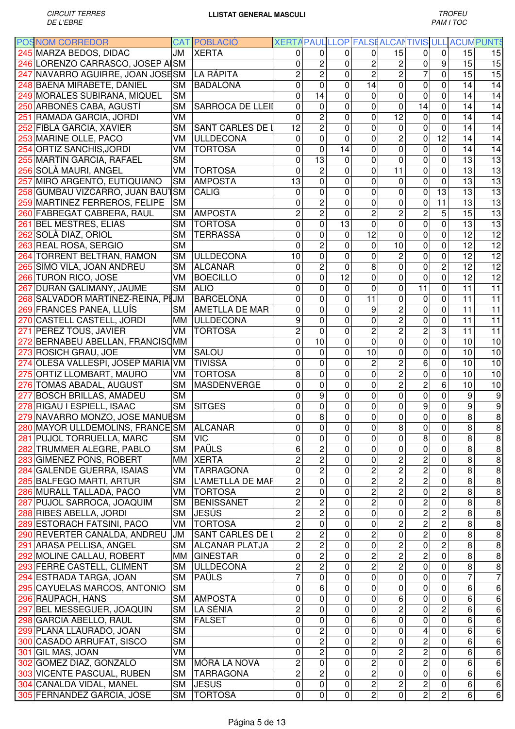| POS | NOM CORREDOR | CAT | POBLACIÓ | XERTA | PAUL | LLOP | FALSE | ALCAN | TIVIS | ULL | ACUM | PUNTS |
|---|---|---|---|---|---|---|---|---|---|---|---|---|
| 245 | MARZA BEDOS, DIDAC | JM | XERTA | 0 | 0 | 0 | 0 | 15 | 0 | 0 | 15 | 15 |
| 246 | LORENZO CARRASCO, JOSEP A | SM | | 0 | 2 | 0 | 2 | 2 | 0 | 9 | 15 | 15 |
| 247 | NAVARRO AGUIRRE, JOAN JOSE | SM | LA RÀPITA | 2 | 2 | 0 | 2 | 2 | 7 | 0 | 15 | 15 |
| 248 | BAENA MIRABETE, DANIEL | SM | BADALONA | 0 | 0 | 0 | 14 | 0 | 0 | 0 | 14 | 14 |
| 249 | MORALES SUBIRANA, MIQUEL | SM | | 0 | 14 | 0 | 0 | 0 | 0 | 0 | 14 | 14 |
| 250 | ARBONÉS CABA, AGUSTÍ | SM | SARROCA DE LLEI | 0 | 0 | 0 | 0 | 0 | 14 | 0 | 14 | 14 |
| 251 | RAMADA GARCIA, JORDI | VM | | 0 | 2 | 0 | 0 | 12 | 0 | 0 | 14 | 14 |
| 252 | FIBLA GARCIA, XAVIER | SM | SANT CARLES DE | 12 | 2 | 0 | 0 | 0 | 0 | 0 | 14 | 14 |
| 253 | MARINE OLLE, PACO | VM | ULLDECONA | 0 | 0 | 0 | 0 | 2 | 0 | 12 | 14 | 14 |
| 254 | ORTIZ SANCHIS,JORDI | VM | TORTOSA | 0 | 0 | 14 | 0 | 0 | 0 | 0 | 14 | 14 |
| 255 | MARTIN GARCIA, RAFAEL | SM | | 0 | 13 | 0 | 0 | 0 | 0 | 0 | 13 | 13 |
| 256 | SOLÀ MAURI, ANGEL | VM | TORTOSA | 0 | 2 | 0 | 0 | 11 | 0 | 0 | 13 | 13 |
| 257 | MIRÓ ARGENTÓ, EUTIQUIANO | SM | AMPOSTA | 13 | 0 | 0 | 0 | 0 | 0 | 0 | 13 | 13 |
| 258 | GUMBAU VIZCARRO, JUAN BAUT | SM | CALIG | 0 | 0 | 0 | 0 | 0 | 0 | 13 | 13 | 13 |
| 259 | MARTINEZ FERREROS, FELIPE | SM | | 0 | 2 | 0 | 0 | 0 | 0 | 11 | 13 | 13 |
| 260 | FABREGAT CABRERA, RAUL | SM | AMPOSTA | 2 | 2 | 0 | 2 | 2 | 2 | 5 | 15 | 13 |
| 261 | BEL MESTRES, ELIAS | SM | TORTOSA | 0 | 0 | 13 | 0 | 0 | 0 | 0 | 13 | 13 |
| 262 | SOLÀ DIAZ, ORIOL | SM | TERRASSA | 0 | 0 | 0 | 12 | 0 | 0 | 0 | 12 | 12 |
| 263 | REAL ROSA, SERGIO | SM | | 0 | 2 | 0 | 0 | 10 | 0 | 0 | 12 | 12 |
| 264 | TORRENT BELTRAN, RAMON | SM | ULLDECONA | 10 | 0 | 0 | 0 | 2 | 0 | 0 | 12 | 12 |
| 265 | SIMO VILA, JOAN ANDREU | SM | ALCANAR | 0 | 2 | 0 | 8 | 0 | 0 | 2 | 12 | 12 |
| 266 | TURON RICO, JOSE | VM | BOECILLO | 0 | 0 | 12 | 0 | 0 | 0 | 0 | 12 | 12 |
| 267 | DURAN GALIMANY, JAUME | SM | ALIÓ | 0 | 0 | 0 | 0 | 0 | 11 | 0 | 11 | 11 |
| 268 | SALVADOR MARTINEZ-REINA, P | JM | BARCELONA | 0 | 0 | 0 | 11 | 0 | 0 | 0 | 11 | 11 |
| 269 | FRANCES PANEA, LLUÍS | SM | AMETLLA DE MAR | 0 | 0 | 0 | 9 | 2 | 0 | 0 | 11 | 11 |
| 270 | CASTELL CASTELL, JORDI | MM | ULLDECONA | 9 | 0 | 0 | 0 | 2 | 0 | 0 | 11 | 11 |
| 271 | PEREZ TOUS, JAVIER | VM | TORTOSA | 2 | 0 | 0 | 2 | 2 | 2 | 3 | 11 | 11 |
| 272 | BERNABEU ABELLAN, FRANCISC | MM | | 0 | 10 | 0 | 0 | 0 | 0 | 0 | 10 | 10 |
| 273 | ROSICH GRAU, JOE | VM | SALOU | 0 | 0 | 0 | 10 | 0 | 0 | 0 | 10 | 10 |
| 274 | OLESA VALLESPI, JOSEP MARIA | VM | TIVISSA | 0 | 0 | 0 | 2 | 2 | 6 | 0 | 10 | 10 |
| 275 | ORTIZ LLOMBART, MAURO | VM | TORTOSA | 8 | 0 | 0 | 0 | 2 | 0 | 0 | 10 | 10 |
| 276 | TOMAS ABADAL, AUGUST | SM | MASDENVERGE | 0 | 0 | 0 | 0 | 2 | 2 | 6 | 10 | 10 |
| 277 | BOSCH BRILLAS, AMADEU | SM | | 0 | 9 | 0 | 0 | 0 | 0 | 0 | 9 | 9 |
| 278 | RIGAU I ESPIELL, ISAAC | SM | SITGES | 0 | 0 | 0 | 0 | 0 | 9 | 0 | 9 | 9 |
| 279 | NAVARRO MONZO, JOSE MANUE | SM | | 0 | 8 | 0 | 0 | 0 | 0 | 0 | 8 | 8 |
| 280 | MAYOR ULLDEMOLINS, FRANCE | SM | ALCANAR | 0 | 0 | 0 | 0 | 8 | 0 | 0 | 8 | 8 |
| 281 | PUJOL TORRUELLA, MARC | SM | VIC | 0 | 0 | 0 | 0 | 0 | 8 | 0 | 8 | 8 |
| 282 | TRUMMER ALEGRE, PABLO | SM | PAÜLS | 6 | 2 | 0 | 0 | 0 | 0 | 0 | 8 | 8 |
| 283 | GIMENEZ PONS, ROBERT | MM | XERTA | 2 | 2 | 0 | 0 | 2 | 2 | 0 | 8 | 8 |
| 284 | GALENDE GUERRA, ISAIAS | VM | TARRAGONA | 0 | 2 | 0 | 2 | 2 | 2 | 0 | 8 | 8 |
| 285 | BALFEGO MARTI, ARTUR | SM | L'AMETLLA DE MAR | 2 | 0 | 0 | 2 | 2 | 2 | 0 | 8 | 8 |
| 286 | MURALL TALLADA, PACO | VM | TORTOSA | 2 | 0 | 0 | 2 | 2 | 0 | 2 | 8 | 8 |
| 287 | PUJOL SARROCA, JOAQUIM | SM | BENISSANET | 2 | 2 | 0 | 2 | 0 | 2 | 0 | 8 | 8 |
| 288 | RIBES ABELLA, JORDI | SM | JESÚS | 2 | 2 | 0 | 0 | 0 | 2 | 2 | 8 | 8 |
| 289 | ESTORACH FATSINI, PACO | VM | TORTOSA | 2 | 0 | 0 | 0 | 2 | 2 | 2 | 8 | 8 |
| 290 | REVERTER CANALDA, ANDREU | JM | SANT CARLES DE | 2 | 2 | 0 | 2 | 0 | 2 | 0 | 8 | 8 |
| 291 | ARASA PELLISA, ANGEL | SM | ALCANAR PLATJA | 2 | 2 | 0 | 0 | 2 | 0 | 2 | 8 | 8 |
| 292 | MOLINE CALLAU, ROBERT | MM | GINESTAR | 0 | 2 | 0 | 2 | 2 | 2 | 0 | 8 | 8 |
| 293 | FERRE CASTELL, CLIMENT | SM | ULLDECONA | 2 | 2 | 0 | 2 | 2 | 0 | 0 | 8 | 8 |
| 294 | ESTRADA TARGA, JOAN | SM | PAÜLS | 7 | 0 | 0 | 0 | 0 | 0 | 0 | 7 | 7 |
| 295 | CAYUELAS MARCOS, ANTONIO | SM | | 0 | 6 | 0 | 0 | 0 | 0 | 0 | 6 | 6 |
| 296 | RAUPACH, HANS | SM | AMPOSTA | 0 | 0 | 0 | 0 | 6 | 0 | 0 | 6 | 6 |
| 297 | BEL MESSEGUER, JOAQUIN | SM | LA SÉNIA | 2 | 0 | 0 | 0 | 2 | 0 | 2 | 6 | 6 |
| 298 | GARCIA ABELLÓ, RAÜL | SM | FALSET | 0 | 0 | 0 | 6 | 0 | 0 | 0 | 6 | 6 |
| 299 | PLANA LLAURADO, JOAN | SM | | 0 | 2 | 0 | 0 | 0 | 4 | 0 | 6 | 6 |
| 300 | CASADO ARRUFAT, SISCO | SM | | 0 | 2 | 0 | 2 | 0 | 2 | 0 | 6 | 6 |
| 301 | GIL MAS, JOAN | VM | | 0 | 2 | 0 | 0 | 2 | 2 | 0 | 6 | 6 |
| 302 | GOMEZ DIAZ, GONZALO | SM | MÓRA LA NOVA | 2 | 0 | 0 | 2 | 0 | 2 | 0 | 6 | 6 |
| 303 | VICENTE PASCUAL, RUBEN | SM | TARRAGONA | 2 | 2 | 0 | 2 | 0 | 0 | 0 | 6 | 6 |
| 304 | CANALDA VIDAL, MANEL | SM | JESUS | 0 | 0 | 0 | 2 | 2 | 2 | 0 | 6 | 6 |
| 305 | FERNANDEZ GARCIA, JOSE | SM | TORTOSA | 0 | 0 | 0 | 2 | 0 | 2 | 2 | 6 | 6 |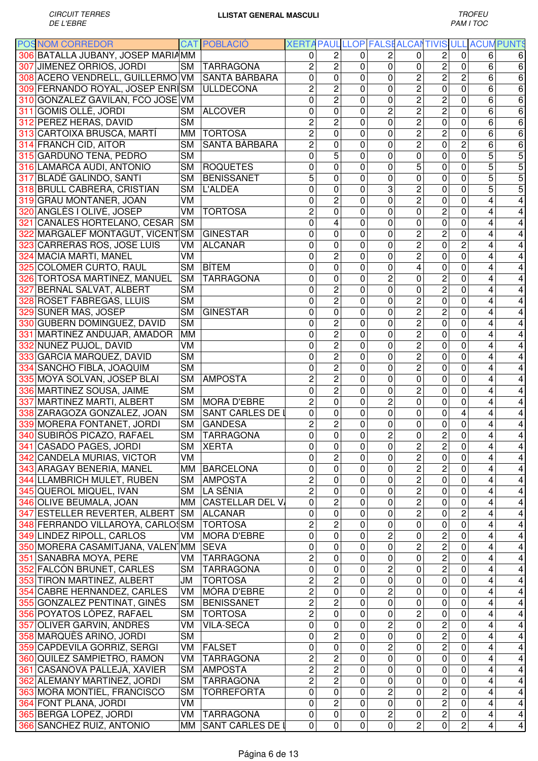CIRCUIT TERRES DE L'EBRE

**LLISTAT GENERAL MASCULI**

TROFEU PAM I TOC

| POS | NOM CORREDOR | CAT | POBLACIÓ | XERTA | PAUL | LLOP | FALSE | ALCAN | TIVIS | ULL | ACUM | PUNTS |
|---|---|---|---|---|---|---|---|---|---|---|---|---|
| 306 | BATALLA JUBANY, JOSEP MARIA | MM | | 0 | 2 | 0 | 2 | 0 | 2 | 0 | 6 | 6 |
| 307 | JIMENEZ ORRIOS, JORDI | SM | TARRAGONA | 2 | 2 | 0 | 0 | 0 | 2 | 0 | 6 | 6 |
| 308 | ACERO VENDRELL, GUILLERMO | VM | SANTA BÀRBARA | 0 | 0 | 0 | 0 | 2 | 2 | 2 | 6 | 6 |
| 309 | FERNANDO ROYAL, JOSEP ENRI | SM | ULLDECONA | 2 | 2 | 0 | 0 | 2 | 0 | 0 | 6 | 6 |
| 310 | GONZALEZ GAVILAN, FCO JOSE | VM | | 0 | 2 | 0 | 0 | 2 | 2 | 0 | 6 | 6 |
| 311 | GOMIS OLLÉ, JORDI | SM | ALCOVER | 0 | 0 | 0 | 2 | 2 | 2 | 0 | 6 | 6 |
| 312 | PEREZ HERAS, DAVID | SM | | 2 | 2 | 0 | 0 | 2 | 0 | 0 | 6 | 6 |
| 313 | CARTOIXA BRUSCA, MARTÍ | MM | TORTOSA | 2 | 0 | 0 | 0 | 2 | 2 | 0 | 6 | 6 |
| 314 | FRANCH CID, AITOR | SM | SANTA BÀRBARA | 2 | 0 | 0 | 0 | 2 | 0 | 2 | 6 | 6 |
| 315 | GARDUÑO TENA, PEDRO | SM | | 0 | 5 | 0 | 0 | 0 | 0 | 0 | 5 | 5 |
| 316 | LAMARCA AUDI, ANTONIO | SM | ROQUETES | 0 | 0 | 0 | 0 | 5 | 0 | 0 | 5 | 5 |
| 317 | BLADÉ GALINDO, SANTI | SM | BENISSANET | 5 | 0 | 0 | 0 | 0 | 0 | 0 | 5 | 5 |
| 318 | BRULL CABRERA, CRISTIAN | SM | L'ALDEA | 0 | 0 | 0 | 3 | 2 | 0 | 0 | 5 | 5 |
| 319 | GRAU MONTANER, JOAN | VM | | 0 | 2 | 0 | 0 | 2 | 0 | 0 | 4 | 4 |
| 320 | ANGLÈS I OLIVÉ, JOSEP | VM | TORTOSA | 2 | 0 | 0 | 0 | 0 | 2 | 0 | 4 | 4 |
| 321 | CANALES HORTELANO, CESAR | SM | | 0 | 4 | 0 | 0 | 0 | 0 | 0 | 4 | 4 |
| 322 | MARGALEF MONTAGUT, VICENT | SM | GINESTAR | 0 | 0 | 0 | 0 | 2 | 2 | 0 | 4 | 4 |
| 323 | CARRERAS ROS, JOSE LUIS | VM | ALCANAR | 0 | 0 | 0 | 0 | 2 | 0 | 2 | 4 | 4 |
| 324 | MACIA MARTI, MANEL | VM | | 0 | 2 | 0 | 0 | 2 | 0 | 0 | 4 | 4 |
| 325 | COLOMER CURTO, RAUL | SM | BÍTEM | 0 | 0 | 0 | 0 | 4 | 0 | 0 | 4 | 4 |
| 326 | TORTOSA MARTINEZ, MANUEL | SM | TARRAGONA | 0 | 0 | 0 | 2 | 0 | 2 | 0 | 4 | 4 |
| 327 | BERNAL SALVAT, ALBERT | SM | | 0 | 2 | 0 | 0 | 0 | 2 | 0 | 4 | 4 |
| 328 | ROSET FABREGAS, LLUIS | SM | | 0 | 2 | 0 | 0 | 2 | 0 | 0 | 4 | 4 |
| 329 | SUÑER MAS, JOSEP | SM | GINESTAR | 0 | 0 | 0 | 0 | 2 | 2 | 0 | 4 | 4 |
| 330 | GUBERN DOMINGUEZ, DAVID | SM | | 0 | 2 | 0 | 0 | 2 | 0 | 0 | 4 | 4 |
| 331 | MARTINEZ ANDUJAR, AMADOR | MM | | 0 | 2 | 0 | 0 | 2 | 0 | 0 | 4 | 4 |
| 332 | NUÑEZ PUJOL, DAVID | VM | | 0 | 2 | 0 | 0 | 2 | 0 | 0 | 4 | 4 |
| 333 | GARCIA MARQUEZ, DAVID | SM | | 0 | 2 | 0 | 0 | 2 | 0 | 0 | 4 | 4 |
| 334 | SANCHO FIBLA, JOAQUIM | SM | | 0 | 2 | 0 | 0 | 2 | 0 | 0 | 4 | 4 |
| 335 | MOYA SOLVAN, JOSEP BLAI | SM | AMPOSTA | 2 | 2 | 0 | 0 | 0 | 0 | 0 | 4 | 4 |
| 336 | MARTINEZ SOUSA, JAIME | SM | | 0 | 2 | 0 | 0 | 2 | 0 | 0 | 4 | 4 |
| 337 | MARTINEZ MARTI, ALBERT | SM | MORA D'EBRE | 2 | 0 | 0 | 2 | 0 | 0 | 0 | 4 | 4 |
| 338 | ZARAGOZA GONZALEZ, JOAN | SM | SANT CARLES DE L | 0 | 0 | 0 | 0 | 0 | 0 | 4 | 4 | 4 |
| 339 | MORERA FONTANET, JORDI | SM | GANDESA | 2 | 2 | 0 | 0 | 0 | 0 | 0 | 4 | 4 |
| 340 | SUBIRÓS PICAZO, RAFAEL | SM | TARRAGONA | 0 | 0 | 0 | 2 | 0 | 2 | 0 | 4 | 4 |
| 341 | CASADO PAGES, JORDI | SM | XERTA | 0 | 0 | 0 | 0 | 2 | 2 | 0 | 4 | 4 |
| 342 | CANDELA MURIAS, VICTOR | VM | | 0 | 2 | 0 | 0 | 2 | 0 | 0 | 4 | 4 |
| 343 | ARAGAY BENERIA, MANEL | MM | BARCELONA | 0 | 0 | 0 | 0 | 2 | 2 | 0 | 4 | 4 |
| 344 | LLAMBRICH MULET, RUBEN | SM | AMPOSTA | 2 | 0 | 0 | 0 | 2 | 0 | 0 | 4 | 4 |
| 345 | QUEROL MIQUEL, IVAN | SM | LA SÉNIA | 2 | 0 | 0 | 0 | 2 | 0 | 0 | 4 | 4 |
| 346 | OLIVE BEUMALA, JOAN | MM | CASTELLAR DEL V | 0 | 2 | 0 | 0 | 2 | 0 | 0 | 4 | 4 |
| 347 | ESTELLER REVERTER, ALBERT | SM | ALCANAR | 0 | 0 | 0 | 0 | 2 | 0 | 2 | 4 | 4 |
| 348 | FERRANDO VILLAROYA, CARLOS | SM | TORTOSA | 2 | 2 | 0 | 0 | 0 | 0 | 0 | 4 | 4 |
| 349 | LINDEZ RIPOLL, CARLOS | VM | MORA D'EBRE | 0 | 0 | 0 | 2 | 0 | 2 | 0 | 4 | 4 |
| 350 | MORERA CASAMITJANA, VALENT | MM | SEVA | 0 | 0 | 0 | 0 | 2 | 2 | 0 | 4 | 4 |
| 351 | SANABRA MOYA, PERE | VM | TARRAGONA | 2 | 0 | 0 | 0 | 0 | 2 | 0 | 4 | 4 |
| 352 | FALCÓN BRUNET, CARLES | SM | TARRAGONA | 0 | 0 | 0 | 2 | 0 | 2 | 0 | 4 | 4 |
| 353 | TIRON MARTINEZ, ALBERT | JM | TORTOSA | 2 | 2 | 0 | 0 | 0 | 0 | 0 | 4 | 4 |
| 354 | CABRE HERNANDEZ, CARLES | VM | MÓRA D'EBRE | 2 | 0 | 0 | 2 | 0 | 0 | 0 | 4 | 4 |
| 355 | GONZALEZ PENTINAT, GINÉS | SM | BENISSANET | 2 | 2 | 0 | 0 | 0 | 0 | 0 | 4 | 4 |
| 356 | POYATOS LÓPEZ, RAFAEL | SM | TORTOSA | 2 | 0 | 0 | 0 | 2 | 0 | 0 | 4 | 4 |
| 357 | OLIVER GARVIN, ANDRES | VM | VILA-SECA | 0 | 0 | 0 | 2 | 0 | 2 | 0 | 4 | 4 |
| 358 | MARQUÈS ARIÑO, JORDI | SM | | 0 | 2 | 0 | 0 | 0 | 2 | 0 | 4 | 4 |
| 359 | CAPDEVILA GORRIZ, SERGI | VM | FALSET | 0 | 0 | 0 | 2 | 0 | 2 | 0 | 4 | 4 |
| 360 | QUILEZ SAMPIETRO, RAMON | VM | TARRAGONA | 2 | 2 | 0 | 0 | 0 | 0 | 0 | 4 | 4 |
| 361 | CASANOVA PALLEJÀ, XAVIER | SM | AMPOSTA | 2 | 2 | 0 | 0 | 0 | 0 | 0 | 4 | 4 |
| 362 | ALEMANY MARTINEZ, JORDI | SM | TARRAGONA | 2 | 2 | 0 | 0 | 0 | 0 | 0 | 4 | 4 |
| 363 | MORA MONTIEL, FRANCISCO | SM | TORREFORTA | 0 | 0 | 0 | 2 | 0 | 2 | 0 | 4 | 4 |
| 364 | FONT PLANA, JORDI | VM | | 0 | 2 | 0 | 0 | 0 | 2 | 0 | 4 | 4 |
| 365 | BERGA LOPEZ, JORDI | VM | TARRAGONA | 0 | 0 | 0 | 2 | 0 | 2 | 0 | 4 | 4 |
| 366 | SANCHEZ RUIZ, ANTONIO | MM | SANT CARLES DE L | 0 | 0 | 0 | 0 | 2 | 0 | 2 | 4 | 4 |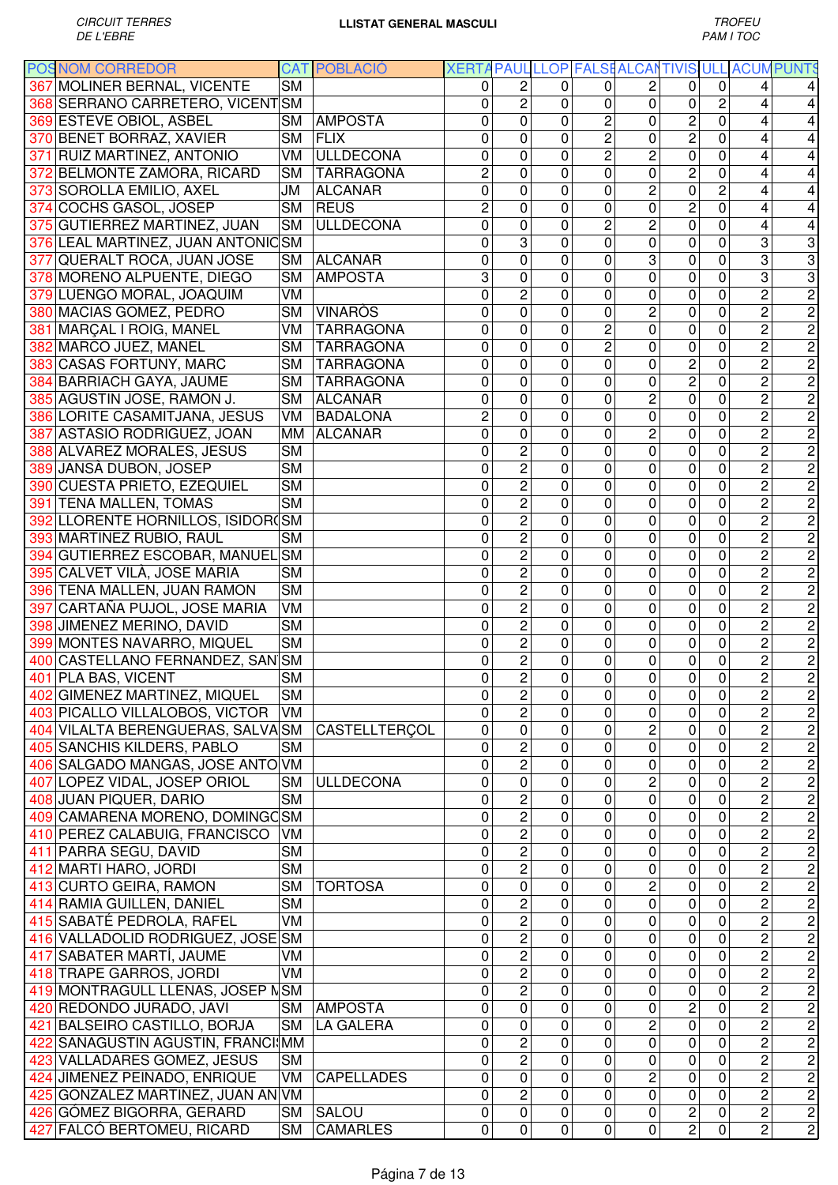| POS | NOM CORREDOR | CAT | POBLACIÓ | XERTA | PAUL | LLOP | FALSE | ALCAN | TIVIS | ULL | ACUM | PUNTS |
|---|---|---|---|---|---|---|---|---|---|---|---|---|
| 367 | MOLINER BERNAL, VICENTE | SM | | 0 | 2 | 0 | 0 | 2 | 0 | 0 | 4 | 4 |
| 368 | SERRANO CARRETERO, VICENT | SM | | 0 | 2 | 0 | 0 | 0 | 0 | 2 | 4 | 4 |
| 369 | ESTEVE OBIOL, ASBEL | SM | AMPOSTA | 0 | 0 | 0 | 2 | 0 | 2 | 0 | 4 | 4 |
| 370 | BENET BORRAZ, XAVIER | SM | FLIX | 0 | 0 | 0 | 2 | 0 | 2 | 0 | 4 | 4 |
| 371 | RUIZ MARTINEZ, ANTONIO | VM | ULLDECONA | 0 | 0 | 0 | 2 | 2 | 0 | 0 | 4 | 4 |
| 372 | BELMONTE ZAMORA, RICARD | SM | TARRAGONA | 2 | 0 | 0 | 0 | 0 | 2 | 0 | 4 | 4 |
| 373 | SOROLLA EMILIO, AXEL | JM | ALCANAR | 0 | 0 | 0 | 0 | 2 | 0 | 2 | 4 | 4 |
| 374 | COCHS GASOL, JOSEP | SM | REUS | 2 | 0 | 0 | 0 | 0 | 2 | 0 | 4 | 4 |
| 375 | GUTIERREZ MARTINEZ, JUAN | SM | ULLDECONA | 0 | 0 | 0 | 2 | 2 | 0 | 0 | 4 | 4 |
| 376 | LEAL MARTINEZ, JUAN ANTONIO | SM | | 0 | 3 | 0 | 0 | 0 | 0 | 0 | 3 | 3 |
| 377 | QUERALT ROCA, JUAN JOSE | SM | ALCANAR | 0 | 0 | 0 | 0 | 3 | 0 | 0 | 3 | 3 |
| 378 | MORENO ALPUENTE, DIEGO | SM | AMPOSTA | 3 | 0 | 0 | 0 | 0 | 0 | 0 | 3 | 3 |
| 379 | LUENGO MORAL, JOAQUIM | VM | | 0 | 2 | 0 | 0 | 0 | 0 | 0 | 2 | 2 |
| 380 | MACIAS GOMEZ, PEDRO | SM | VINARÒS | 0 | 0 | 0 | 0 | 2 | 0 | 0 | 2 | 2 |
| 381 | MARÇAL I ROIG, MANEL | VM | TARRAGONA | 0 | 0 | 0 | 2 | 0 | 0 | 0 | 2 | 2 |
| 382 | MARCO JUEZ, MANEL | SM | TARRAGONA | 0 | 0 | 0 | 2 | 0 | 0 | 0 | 2 | 2 |
| 383 | CASAS FORTUNY, MARC | SM | TARRAGONA | 0 | 0 | 0 | 0 | 0 | 2 | 0 | 2 | 2 |
| 384 | BARRIACH GAYA, JAUME | SM | TARRAGONA | 0 | 0 | 0 | 0 | 0 | 2 | 0 | 2 | 2 |
| 385 | AGUSTIN JOSE, RAMON J. | SM | ALCANAR | 0 | 0 | 0 | 0 | 2 | 0 | 0 | 2 | 2 |
| 386 | LORITE CASAMITJANA, JESUS | VM | BADALONA | 2 | 0 | 0 | 0 | 0 | 0 | 0 | 2 | 2 |
| 387 | ASTASIO RODRIGUEZ, JOAN | MM | ALCANAR | 0 | 0 | 0 | 0 | 2 | 0 | 0 | 2 | 2 |
| 388 | ALVAREZ MORALES, JESUS | SM | | 0 | 2 | 0 | 0 | 0 | 0 | 0 | 2 | 2 |
| 389 | JANSÀ DUBON, JOSEP | SM | | 0 | 2 | 0 | 0 | 0 | 0 | 0 | 2 | 2 |
| 390 | CUESTA PRIETO, EZEQUIEL | SM | | 0 | 2 | 0 | 0 | 0 | 0 | 0 | 2 | 2 |
| 391 | TENA MALLEN, TOMAS | SM | | 0 | 2 | 0 | 0 | 0 | 0 | 0 | 2 | 2 |
| 392 | LLORENTE HORNILLOS, ISIDORO | SM | | 0 | 2 | 0 | 0 | 0 | 0 | 0 | 2 | 2 |
| 393 | MARTINEZ RUBIO, RAUL | SM | | 0 | 2 | 0 | 0 | 0 | 0 | 0 | 2 | 2 |
| 394 | GUTIERREZ ESCOBAR, MANUEL | SM | | 0 | 2 | 0 | 0 | 0 | 0 | 0 | 2 | 2 |
| 395 | CALVET VILÀ, JOSE MARIA | SM | | 0 | 2 | 0 | 0 | 0 | 0 | 0 | 2 | 2 |
| 396 | TENA MALLEN, JUAN RAMON | SM | | 0 | 2 | 0 | 0 | 0 | 0 | 0 | 2 | 2 |
| 397 | CARTAÑA PUJOL, JOSE MARIA | VM | | 0 | 2 | 0 | 0 | 0 | 0 | 0 | 2 | 2 |
| 398 | JIMENEZ MERINO, DAVID | SM | | 0 | 2 | 0 | 0 | 0 | 0 | 0 | 2 | 2 |
| 399 | MONTES NAVARRO, MIQUEL | SM | | 0 | 2 | 0 | 0 | 0 | 0 | 0 | 2 | 2 |
| 400 | CASTELLANO FERNANDEZ, SAN | SM | | 0 | 2 | 0 | 0 | 0 | 0 | 0 | 2 | 2 |
| 401 | PLA BAS, VICENT | SM | | 0 | 2 | 0 | 0 | 0 | 0 | 0 | 2 | 2 |
| 402 | GIMENEZ MARTINEZ, MIQUEL | SM | | 0 | 2 | 0 | 0 | 0 | 0 | 0 | 2 | 2 |
| 403 | PICALLO VILLALOBOS, VICTOR | VM | | 0 | 2 | 0 | 0 | 0 | 0 | 0 | 2 | 2 |
| 404 | VILALTA BERENGUERAS, SALVA | SM | CASTELLTERÇOL | 0 | 0 | 0 | 0 | 2 | 0 | 0 | 2 | 2 |
| 405 | SANCHIS KILDERS, PABLO | SM | | 0 | 2 | 0 | 0 | 0 | 0 | 0 | 2 | 2 |
| 406 | SALGADO MANGAS, JOSE ANTO | VM | | 0 | 2 | 0 | 0 | 0 | 0 | 0 | 2 | 2 |
| 407 | LOPEZ VIDAL, JOSEP ORIOL | SM | ULLDECONA | 0 | 0 | 0 | 0 | 2 | 0 | 0 | 2 | 2 |
| 408 | JUAN PIQUER, DARIO | SM | | 0 | 2 | 0 | 0 | 0 | 0 | 0 | 2 | 2 |
| 409 | CAMARENA MORENO, DOMINGO | SM | | 0 | 2 | 0 | 0 | 0 | 0 | 0 | 2 | 2 |
| 410 | PEREZ CALABUIG, FRANCISCO | VM | | 0 | 2 | 0 | 0 | 0 | 0 | 0 | 2 | 2 |
| 411 | PARRA SEGU, DAVID | SM | | 0 | 2 | 0 | 0 | 0 | 0 | 0 | 2 | 2 |
| 412 | MARTI HARO, JORDI | SM | | 0 | 2 | 0 | 0 | 0 | 0 | 0 | 2 | 2 |
| 413 | CURTO GEIRA, RAMON | SM | TORTOSA | 0 | 0 | 0 | 0 | 2 | 0 | 0 | 2 | 2 |
| 414 | RAMIA GUILLEN, DANIEL | SM | | 0 | 2 | 0 | 0 | 0 | 0 | 0 | 2 | 2 |
| 415 | SABATÉ PEDROLA, RAFEL | VM | | 0 | 2 | 0 | 0 | 0 | 0 | 0 | 2 | 2 |
| 416 | VALLADOLID RODRIGUEZ, JOSE | SM | | 0 | 2 | 0 | 0 | 0 | 0 | 0 | 2 | 2 |
| 417 | SABATER MARTÍ, JAUME | VM | | 0 | 2 | 0 | 0 | 0 | 0 | 0 | 2 | 2 |
| 418 | TRAPE GARROS, JORDI | VM | | 0 | 2 | 0 | 0 | 0 | 0 | 0 | 2 | 2 |
| 419 | MONTRAGULL LLENAS, JOSEP M | SM | | 0 | 2 | 0 | 0 | 0 | 0 | 0 | 2 | 2 |
| 420 | REDONDO JURADO, JAVI | SM | AMPOSTA | 0 | 0 | 0 | 0 | 0 | 2 | 0 | 2 | 2 |
| 421 | BALSEIRO CASTILLO, BORJA | SM | LA GALERA | 0 | 0 | 0 | 0 | 2 | 0 | 0 | 2 | 2 |
| 422 | SANAGUSTIN AGUSTIN, FRANCIS | MM | | 0 | 2 | 0 | 0 | 0 | 0 | 0 | 2 | 2 |
| 423 | VALLADARES GOMEZ, JESUS | SM | | 0 | 2 | 0 | 0 | 0 | 0 | 0 | 2 | 2 |
| 424 | JIMENEZ PEINADO, ENRIQUE | VM | CAPELLADES | 0 | 0 | 0 | 0 | 2 | 0 | 0 | 2 | 2 |
| 425 | GONZALEZ MARTINEZ, JUAN AN | VM | | 0 | 2 | 0 | 0 | 0 | 0 | 0 | 2 | 2 |
| 426 | GÓMEZ BIGORRA, GERARD | SM | SALOU | 0 | 0 | 0 | 0 | 0 | 2 | 0 | 2 | 2 |
| 427 | FALCÓ BERTOMEU, RICARD | SM | CAMARLES | 0 | 0 | 0 | 0 | 0 | 2 | 0 | 2 | 2 |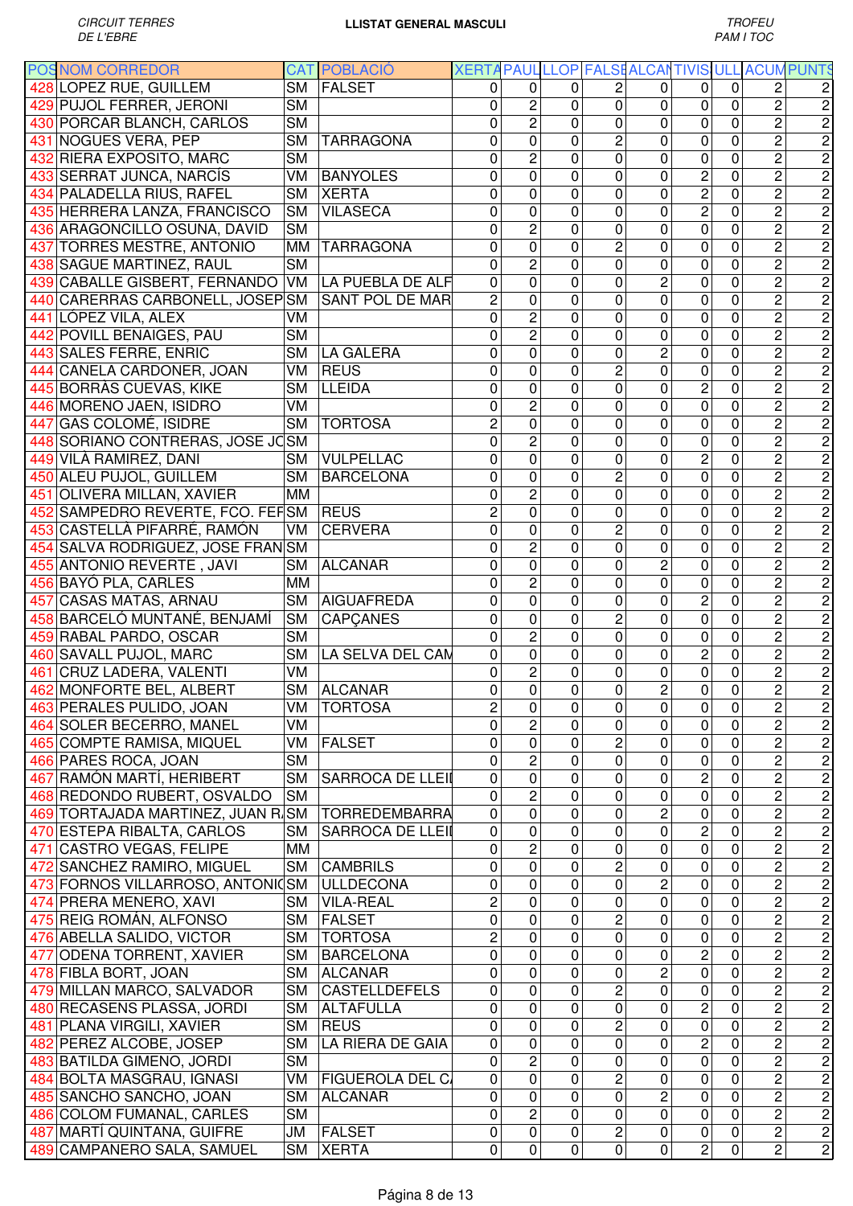| POS | NOM CORREDOR | CAT | POBLACIÓ | XERTA | PAUL | LLOP | FALSE | ALCAN | TIVIS | ULL | ACUM | PUNTS |
|---|---|---|---|---|---|---|---|---|---|---|---|---|
| 428 | LOPEZ RUE, GUILLEM | SM | FALSET | 0 | 0 | 0 | 2 | 0 | 0 | 0 | 2 | 2 |
| 429 | PUJOL FERRER, JERONI | SM | | 0 | 2 | 0 | 0 | 0 | 0 | 0 | 2 | 2 |
| 430 | PORCAR BLANCH, CARLOS | SM | | 0 | 2 | 0 | 0 | 0 | 0 | 0 | 2 | 2 |
| 431 | NOGUES VERA, PEP | SM | TARRAGONA | 0 | 0 | 0 | 2 | 0 | 0 | 0 | 2 | 2 |
| 432 | RIERA EXPOSITO, MARC | SM | | 0 | 2 | 0 | 0 | 0 | 0 | 0 | 2 | 2 |
| 433 | SERRAT JUNCA, NARCÍS | VM | BANYOLES | 0 | 0 | 0 | 0 | 0 | 2 | 0 | 2 | 2 |
| 434 | PALADELLA RIUS, RAFEL | SM | XERTA | 0 | 0 | 0 | 0 | 0 | 2 | 0 | 2 | 2 |
| 435 | HERRERA LANZA, FRANCISCO | SM | VILASECA | 0 | 0 | 0 | 0 | 0 | 2 | 0 | 2 | 2 |
| 436 | ARAGONCILLO OSUNA, DAVID | SM | | 0 | 2 | 0 | 0 | 0 | 0 | 0 | 2 | 2 |
| 437 | TORRES MESTRE, ANTONIO | MM | TARRAGONA | 0 | 0 | 0 | 2 | 0 | 0 | 0 | 2 | 2 |
| 438 | SAGUE MARTINEZ, RAUL | SM | | 0 | 2 | 0 | 0 | 0 | 0 | 0 | 2 | 2 |
| 439 | CABALLE GISBERT, FERNANDO | VM | LA PUEBLA DE ALF | 0 | 0 | 0 | 0 | 2 | 0 | 0 | 2 | 2 |
| 440 | CARERRAS CARBONELL, JOSEP | SM | SANT POL DE MAR | 2 | 0 | 0 | 0 | 0 | 0 | 0 | 2 | 2 |
| 441 | LÓPEZ VILA, ALEX | VM | | 0 | 2 | 0 | 0 | 0 | 0 | 0 | 2 | 2 |
| 442 | POVILL BENAIGES, PAU | SM | | 0 | 2 | 0 | 0 | 0 | 0 | 0 | 2 | 2 |
| 443 | SALES FERRE, ENRIC | SM | LA GALERA | 0 | 0 | 0 | 0 | 2 | 0 | 0 | 2 | 2 |
| 444 | CANELA CARDONER, JOAN | VM | REUS | 0 | 0 | 0 | 2 | 0 | 0 | 0 | 2 | 2 |
| 445 | BORRÀS CUEVAS, KIKE | SM | LLEIDA | 0 | 0 | 0 | 0 | 0 | 2 | 0 | 2 | 2 |
| 446 | MORENO JAEN, ISIDRO | VM | | 0 | 2 | 0 | 0 | 0 | 0 | 0 | 2 | 2 |
| 447 | GAS COLOMÉ, ISIDRE | SM | TORTOSA | 2 | 0 | 0 | 0 | 0 | 0 | 0 | 2 | 2 |
| 448 | SORIANO CONTRERAS, JOSE JO | SM | | 0 | 2 | 0 | 0 | 0 | 0 | 0 | 2 | 2 |
| 449 | VILÀ RAMIREZ, DANI | SM | VULPELLAC | 0 | 0 | 0 | 0 | 0 | 2 | 0 | 2 | 2 |
| 450 | ALEU PUJOL, GUILLEM | SM | BARCELONA | 0 | 0 | 0 | 2 | 0 | 0 | 0 | 2 | 2 |
| 451 | OLIVERA MILLAN, XAVIER | MM | | 0 | 2 | 0 | 0 | 0 | 0 | 0 | 2 | 2 |
| 452 | SAMPEDRO REVERTE, FCO. FER | SM | REUS | 2 | 0 | 0 | 0 | 0 | 0 | 0 | 2 | 2 |
| 453 | CASTELLÀ PIFARRÉ, RAMÓN | VM | CERVERA | 0 | 0 | 0 | 2 | 0 | 0 | 0 | 2 | 2 |
| 454 | SALVA RODRIGUEZ, JOSE FRAN | SM | | 0 | 2 | 0 | 0 | 0 | 0 | 0 | 2 | 2 |
| 455 | ANTONIO REVERTE , JAVI | SM | ALCANAR | 0 | 0 | 0 | 0 | 2 | 0 | 0 | 2 | 2 |
| 456 | BAYÓ PLA, CARLES | MM | | 0 | 2 | 0 | 0 | 0 | 0 | 0 | 2 | 2 |
| 457 | CASAS MATAS, ARNAU | SM | AIGUAFREDA | 0 | 0 | 0 | 0 | 0 | 2 | 0 | 2 | 2 |
| 458 | BARCELÓ MUNTANÉ, BENJAMÍ | SM | CAPÇANES | 0 | 0 | 0 | 2 | 0 | 0 | 0 | 2 | 2 |
| 459 | RABAL PARDO, OSCAR | SM | | 0 | 2 | 0 | 0 | 0 | 0 | 0 | 2 | 2 |
| 460 | SAVALL PUJOL, MARC | SM | LA SELVA DEL CAM | 0 | 0 | 0 | 0 | 0 | 2 | 0 | 2 | 2 |
| 461 | CRUZ LADERA, VALENTI | VM | | 0 | 2 | 0 | 0 | 0 | 0 | 0 | 2 | 2 |
| 462 | MONFORTE BEL, ALBERT | SM | ALCANAR | 0 | 0 | 0 | 0 | 2 | 0 | 0 | 2 | 2 |
| 463 | PERALES PULIDO, JOAN | VM | TORTOSA | 2 | 0 | 0 | 0 | 0 | 0 | 0 | 2 | 2 |
| 464 | SOLER BECERRO, MANEL | VM | | 0 | 2 | 0 | 0 | 0 | 0 | 0 | 2 | 2 |
| 465 | COMPTE RAMISA, MIQUEL | VM | FALSET | 0 | 0 | 0 | 2 | 0 | 0 | 0 | 2 | 2 |
| 466 | PARES ROCA, JOAN | SM | | 0 | 2 | 0 | 0 | 0 | 0 | 0 | 2 | 2 |
| 467 | RAMÓN MARTÍ, HERIBERT | SM | SARROCA DE LLEI | 0 | 0 | 0 | 0 | 0 | 2 | 0 | 2 | 2 |
| 468 | REDONDO RUBERT, OSVALDO | SM | | 0 | 2 | 0 | 0 | 0 | 0 | 0 | 2 | 2 |
| 469 | TORTAJADA MARTINEZ, JUAN R | SM | TORREDEMBARRA | 0 | 0 | 0 | 0 | 2 | 0 | 0 | 2 | 2 |
| 470 | ESTEPA RIBALTA, CARLOS | SM | SARROCA DE LLEI | 0 | 0 | 0 | 0 | 0 | 2 | 0 | 2 | 2 |
| 471 | CASTRO VEGAS, FELIPE | MM | | 0 | 2 | 0 | 0 | 0 | 0 | 0 | 2 | 2 |
| 472 | SANCHEZ RAMIRO, MIGUEL | SM | CAMBRILS | 0 | 0 | 0 | 2 | 0 | 0 | 0 | 2 | 2 |
| 473 | FORNOS VILLARROSO, ANTONIO | SM | ULLDECONA | 0 | 0 | 0 | 0 | 2 | 0 | 0 | 2 | 2 |
| 474 | PRERA MENERO, XAVI | SM | VILA-REAL | 2 | 0 | 0 | 0 | 0 | 0 | 0 | 2 | 2 |
| 475 | REIG ROMÁN, ALFONSO | SM | FALSET | 0 | 0 | 0 | 2 | 0 | 0 | 0 | 2 | 2 |
| 476 | ABELLA SALIDO, VICTOR | SM | TORTOSA | 2 | 0 | 0 | 0 | 0 | 0 | 0 | 2 | 2 |
| 477 | ODENA TORRENT, XAVIER | SM | BARCELONA | 0 | 0 | 0 | 0 | 0 | 2 | 0 | 2 | 2 |
| 478 | FIBLA BORT, JOAN | SM | ALCANAR | 0 | 0 | 0 | 0 | 2 | 0 | 0 | 2 | 2 |
| 479 | MILLAN MARCO, SALVADOR | SM | CASTELLDEFELS | 0 | 0 | 0 | 2 | 0 | 0 | 0 | 2 | 2 |
| 480 | RECASENS PLASSA, JORDI | SM | ALTAFULLA | 0 | 0 | 0 | 0 | 0 | 2 | 0 | 2 | 2 |
| 481 | PLANA VIRGILI, XAVIER | SM | REUS | 0 | 0 | 0 | 2 | 0 | 0 | 0 | 2 | 2 |
| 482 | PEREZ ALCOBE, JOSEP | SM | LA RIERA DE GAIA | 0 | 0 | 0 | 0 | 0 | 2 | 0 | 2 | 2 |
| 483 | BATILDA GIMENO, JORDI | SM | | 0 | 2 | 0 | 0 | 0 | 0 | 0 | 2 | 2 |
| 484 | BOLTA MASGRAU, IGNASI | VM | FIGUEROLA DEL C. | 0 | 0 | 0 | 2 | 0 | 0 | 0 | 2 | 2 |
| 485 | SANCHO SANCHO, JOAN | SM | ALCANAR | 0 | 0 | 0 | 0 | 2 | 0 | 0 | 2 | 2 |
| 486 | COLOM FUMANAL, CARLES | SM | | 0 | 2 | 0 | 0 | 0 | 0 | 0 | 2 | 2 |
| 487 | MARTÍ QUINTANA, GUIFRE | JM | FALSET | 0 | 0 | 0 | 2 | 0 | 0 | 0 | 2 | 2 |
| 489 | CAMPANERO SALA, SAMUEL | SM | XERTA | 0 | 0 | 0 | 0 | 0 | 2 | 0 | 2 | 2 |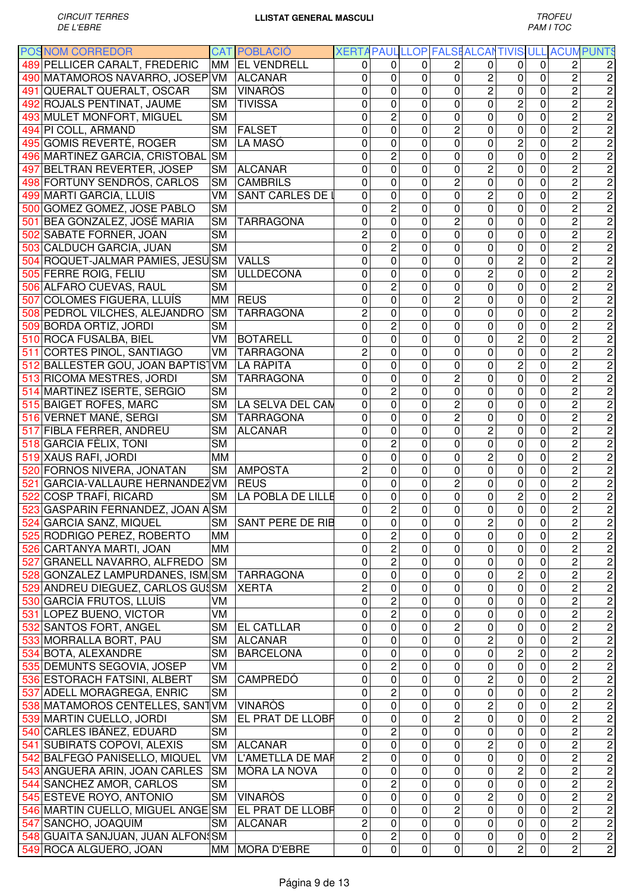| POS | NOM CORREDOR | CAT | POBLACIÓ | XERTA | PAUL | LLOP | FALSE | ALCAN | TIVIS | ULL | ACUM | PUNTS |
|---|---|---|---|---|---|---|---|---|---|---|---|---|
| 489 | PELLICER CARALT, FREDERIC | MM | EL VENDRELL | 0 | 0 | 0 | 2 | 0 | 0 | 0 | 2 | 2 |
| 490 | MATAMOROS NAVARRO, JOSEP | VM | ALCANAR | 0 | 0 | 0 | 0 | 2 | 0 | 0 | 2 | 2 |
| 491 | QUERALT QUERALT, OSCAR | SM | VINARÒS | 0 | 0 | 0 | 0 | 2 | 0 | 0 | 2 | 2 |
| 492 | ROJALS PENTINAT, JAUME | SM | TIVISSA | 0 | 0 | 0 | 0 | 0 | 2 | 0 | 2 | 2 |
| 493 | MULET MONFORT, MIGUEL | SM | | 0 | 2 | 0 | 0 | 0 | 0 | 0 | 2 | 2 |
| 494 | PI COLL, ARMAND | SM | FALSET | 0 | 0 | 0 | 2 | 0 | 0 | 0 | 2 | 2 |
| 495 | GOMIS REVERTÉ, ROGER | SM | LA MASÓ | 0 | 0 | 0 | 0 | 0 | 2 | 0 | 2 | 2 |
| 496 | MARTINEZ GARCIA, CRISTOBAL | SM | | 0 | 2 | 0 | 0 | 0 | 0 | 0 | 2 | 2 |
| 497 | BELTRAN REVERTER, JOSEP | SM | ALCANAR | 0 | 0 | 0 | 0 | 2 | 0 | 0 | 2 | 2 |
| 498 | FORTUNY SENDRÓS, CARLOS | SM | CAMBRILS | 0 | 0 | 0 | 2 | 0 | 0 | 0 | 2 | 2 |
| 499 | MARTI GARCIA, LLUIS | VM | SANT CARLES DE L | 0 | 0 | 0 | 0 | 2 | 0 | 0 | 2 | 2 |
| 500 | GOMEZ GOMEZ, JOSE PABLO | SM | | 0 | 2 | 0 | 0 | 0 | 0 | 0 | 2 | 2 |
| 501 | BEA GONZALEZ, JOSÉ MARIA | SM | TARRAGONA | 0 | 0 | 0 | 2 | 0 | 0 | 0 | 2 | 2 |
| 502 | SABATE FORNER, JOAN | SM | | 2 | 0 | 0 | 0 | 0 | 0 | 0 | 2 | 2 |
| 503 | CALDUCH GARCIA, JUAN | SM | | 0 | 2 | 0 | 0 | 0 | 0 | 0 | 2 | 2 |
| 504 | ROQUET-JALMAR PÀMIES, JESÚ | SM | VALLS | 0 | 0 | 0 | 0 | 0 | 2 | 0 | 2 | 2 |
| 505 | FERRE ROIG, FELIU | SM | ULLDECONA | 0 | 0 | 0 | 0 | 2 | 0 | 0 | 2 | 2 |
| 506 | ALFARO CUEVAS, RAUL | SM | | 0 | 2 | 0 | 0 | 0 | 0 | 0 | 2 | 2 |
| 507 | COLOMES FIGUERA, LLUÍS | MM | REUS | 0 | 0 | 0 | 2 | 0 | 0 | 0 | 2 | 2 |
| 508 | PEDROL VILCHES, ALEJANDRO | SM | TARRAGONA | 2 | 0 | 0 | 0 | 0 | 0 | 0 | 2 | 2 |
| 509 | BORDA ORTIZ, JORDI | SM | | 0 | 2 | 0 | 0 | 0 | 0 | 0 | 2 | 2 |
| 510 | ROCA FUSALBA, BIEL | VM | BOTARELL | 0 | 0 | 0 | 0 | 0 | 2 | 0 | 2 | 2 |
| 511 | CORTES PIÑOL, SANTIAGO | VM | TARRAGONA | 2 | 0 | 0 | 0 | 0 | 0 | 0 | 2 | 2 |
| 512 | BALLESTER GOU, JOAN BAPTIST | VM | LA RÀPITA | 0 | 0 | 0 | 0 | 0 | 2 | 0 | 2 | 2 |
| 513 | RICOMA MESTRES, JORDI | SM | TARRAGONA | 0 | 0 | 0 | 2 | 0 | 0 | 0 | 2 | 2 |
| 514 | MARTINEZ ISERTE, SERGIO | SM | | 0 | 2 | 0 | 0 | 0 | 0 | 0 | 2 | 2 |
| 515 | BAIGET ROFES, MARC | SM | LA SELVA DEL CAM | 0 | 0 | 0 | 2 | 0 | 0 | 0 | 2 | 2 |
| 516 | VERNET MAÑÉ, SERGI | SM | TARRAGONA | 0 | 0 | 0 | 2 | 0 | 0 | 0 | 2 | 2 |
| 517 | FIBLA FERRER, ANDREU | SM | ALCANAR | 0 | 0 | 0 | 0 | 2 | 0 | 0 | 2 | 2 |
| 518 | GARCIA FÈLIX, TONI | SM | | 0 | 2 | 0 | 0 | 0 | 0 | 0 | 2 | 2 |
| 519 | XAUS RAFI, JORDI | MM | | 0 | 0 | 0 | 0 | 2 | 0 | 0 | 2 | 2 |
| 520 | FORNOS NIVERA, JONATAN | SM | AMPOSTA | 2 | 0 | 0 | 0 | 0 | 0 | 0 | 2 | 2 |
| 521 | GARCIA-VALLAURE HERNANDEZ | VM | REUS | 0 | 0 | 0 | 2 | 0 | 0 | 0 | 2 | 2 |
| 522 | COSP TRAFÍ, RICARD | SM | LA POBLA DE LILLE | 0 | 0 | 0 | 0 | 0 | 2 | 0 | 2 | 2 |
| 523 | GASPARIN FERNANDEZ, JOAN A | SM | | 0 | 2 | 0 | 0 | 0 | 0 | 0 | 2 | 2 |
| 524 | GARCIA SANZ, MIQUEL | SM | SANT PERE DE RIB | 0 | 0 | 0 | 0 | 2 | 0 | 0 | 2 | 2 |
| 525 | RODRIGO PEREZ, ROBERTO | MM | | 0 | 2 | 0 | 0 | 0 | 0 | 0 | 2 | 2 |
| 526 | CARTANYA MARTI, JOAN | MM | | 0 | 2 | 0 | 0 | 0 | 0 | 0 | 2 | 2 |
| 527 | GRANELL NAVARRO, ALFREDO | SM | | 0 | 2 | 0 | 0 | 0 | 0 | 0 | 2 | 2 |
| 528 | GONZALEZ LAMPURDANES, ISM | SM | TARRAGONA | 0 | 0 | 0 | 0 | 0 | 2 | 0 | 2 | 2 |
| 529 | ANDREU DIEGUEZ, CARLOS GUS | SM | XERTA | 2 | 0 | 0 | 0 | 0 | 0 | 0 | 2 | 2 |
| 530 | GARCÍA FRUTOS, LLUÍS | VM | | 0 | 2 | 0 | 0 | 0 | 0 | 0 | 2 | 2 |
| 531 | LOPEZ BUENO, VICTOR | VM | | 0 | 2 | 0 | 0 | 0 | 0 | 0 | 2 | 2 |
| 532 | SANTOS FORT, ANGEL | SM | EL CATLLAR | 0 | 0 | 0 | 2 | 0 | 0 | 0 | 2 | 2 |
| 533 | MORRALLA BORT, PAU | SM | ALCANAR | 0 | 0 | 0 | 0 | 2 | 0 | 0 | 2 | 2 |
| 534 | BOTA, ALEXANDRE | SM | BARCELONA | 0 | 0 | 0 | 0 | 0 | 2 | 0 | 2 | 2 |
| 535 | DEMUNTS SEGOVIA, JOSEP | VM | | 0 | 2 | 0 | 0 | 0 | 0 | 0 | 2 | 2 |
| 536 | ESTORACH FATSINI, ALBERT | SM | CAMPREDÓ | 0 | 0 | 0 | 0 | 2 | 0 | 0 | 2 | 2 |
| 537 | ADELL MORAGREGA, ENRIC | SM | | 0 | 2 | 0 | 0 | 0 | 0 | 0 | 2 | 2 |
| 538 | MATAMOROS CENTELLES, SANT | VM | VINARÒS | 0 | 0 | 0 | 0 | 2 | 0 | 0 | 2 | 2 |
| 539 | MARTIN CUELLO, JORDI | SM | EL PRAT DE LLOBR | 0 | 0 | 0 | 2 | 0 | 0 | 0 | 2 | 2 |
| 540 | CARLES IBÁÑEZ, EDUARD | SM | | 0 | 2 | 0 | 0 | 0 | 0 | 0 | 2 | 2 |
| 541 | SUBIRATS COPOVI, ALEXIS | SM | ALCANAR | 0 | 0 | 0 | 0 | 2 | 0 | 0 | 2 | 2 |
| 542 | BALFEGÓ PANISELLO, MIQUEL | VM | L'AMETLLA DE MAR | 2 | 0 | 0 | 0 | 0 | 0 | 0 | 2 | 2 |
| 543 | ANGUERA ARIN, JOAN CARLES | SM | MÓRA LA NOVA | 0 | 0 | 0 | 0 | 0 | 2 | 0 | 2 | 2 |
| 544 | SANCHEZ AMOR, CARLOS | SM | | 0 | 2 | 0 | 0 | 0 | 0 | 0 | 2 | 2 |
| 545 | ESTEVE ROYO, ANTONIO | SM | VINARÒS | 0 | 0 | 0 | 0 | 2 | 0 | 0 | 2 | 2 |
| 546 | MARTIN CUELLO, MIGUEL ANGE | SM | EL PRAT DE LLOBR | 0 | 0 | 0 | 2 | 0 | 0 | 0 | 2 | 2 |
| 547 | SANCHO, JOAQUIM | SM | ALCANAR | 2 | 0 | 0 | 0 | 0 | 0 | 0 | 2 | 2 |
| 548 | GUAITA SANJUAN, JUAN ALFONS | SM | | 0 | 2 | 0 | 0 | 0 | 0 | 0 | 2 | 2 |
| 549 | ROCA ALGUERÓ, JOAN | MM | MORA D'EBRE | 0 | 0 | 0 | 0 | 0 | 2 | 0 | 2 | 2 |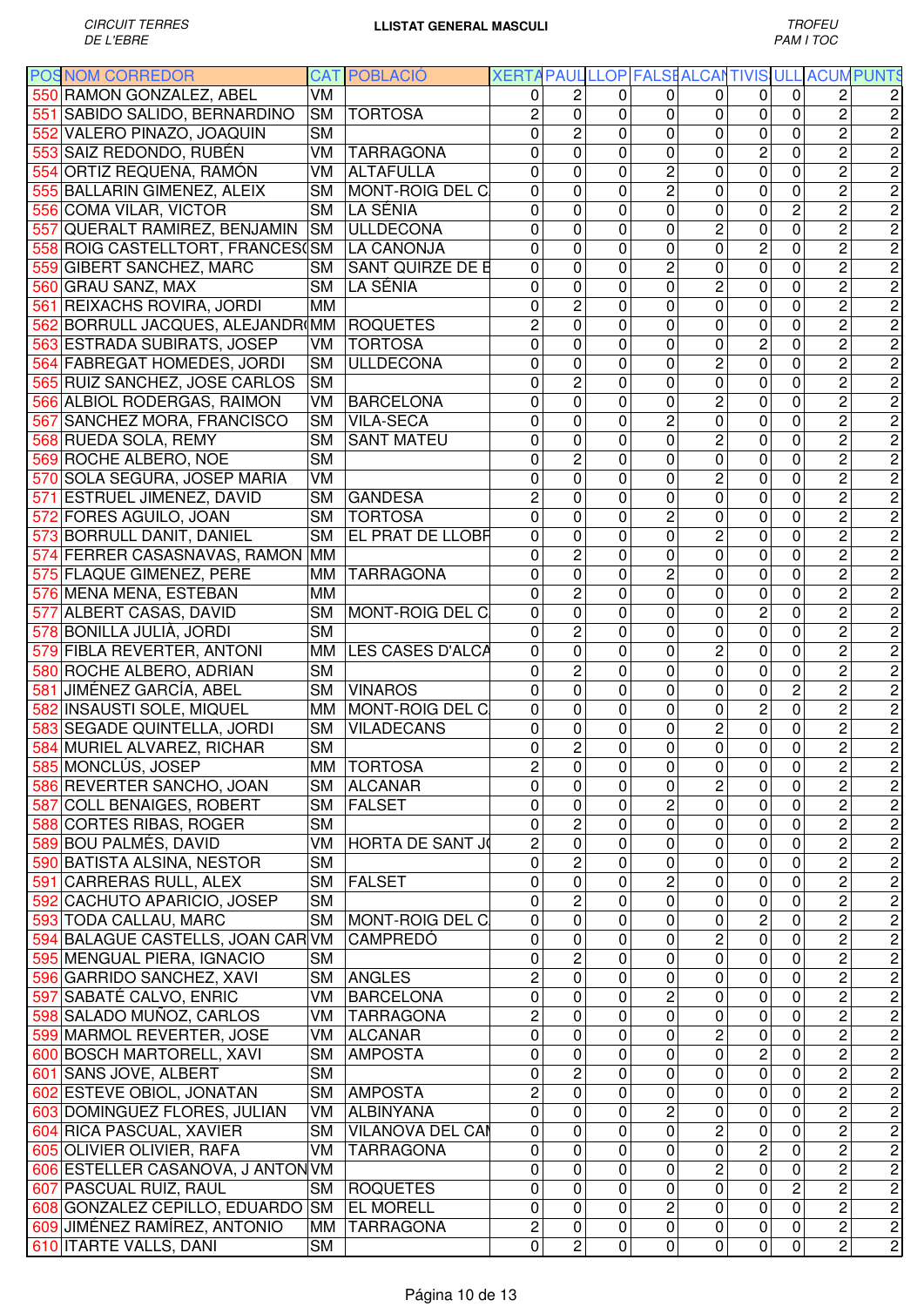| POS | NOM CORREDOR | CAT | POBLACIÓ | XERTA | PAUL | LLOP | FALSE | ALCAN | TIVIS | ULL | ACUM | PUNTS |
|---|---|---|---|---|---|---|---|---|---|---|---|---|
| 550 | RAMON GONZALEZ, ABEL | VM | | 0 | 2 | 0 | 0 | 0 | 0 | 0 | 2 | 2 |
| 551 | SABIDO SALIDO, BERNARDINO | SM | TORTOSA | 2 | 0 | 0 | 0 | 0 | 0 | 0 | 2 | 2 |
| 552 | VALERO PINAZO, JOAQUIN | SM | | 0 | 2 | 0 | 0 | 0 | 0 | 0 | 2 | 2 |
| 553 | SAIZ REDONDO, RUBÉN | VM | TARRAGONA | 0 | 0 | 0 | 0 | 0 | 2 | 0 | 2 | 2 |
| 554 | ORTIZ REQUENA, RAMÓN | VM | ALTAFULLA | 0 | 0 | 0 | 2 | 0 | 0 | 0 | 2 | 2 |
| 555 | BALLARIN GIMENEZ, ALEIX | SM | MONT-ROIG DEL C | 0 | 0 | 0 | 2 | 0 | 0 | 0 | 2 | 2 |
| 556 | COMA VILAR, VICTOR | SM | LA SÉNIA | 0 | 0 | 0 | 0 | 0 | 0 | 2 | 2 | 2 |
| 557 | QUERALT RAMIREZ, BENJAMIN | SM | ULLDECONA | 0 | 0 | 0 | 0 | 2 | 0 | 0 | 2 | 2 |
| 558 | ROIG CASTELLTORT, FRANCESC | SM | LA CANONJA | 0 | 0 | 0 | 0 | 0 | 2 | 0 | 2 | 2 |
| 559 | GIBERT SANCHEZ, MARC | SM | SANT QUIRZE DE B | 0 | 0 | 0 | 2 | 0 | 0 | 0 | 2 | 2 |
| 560 | GRAU SANZ, MAX | SM | LA SÉNIA | 0 | 0 | 0 | 0 | 2 | 0 | 0 | 2 | 2 |
| 561 | REIXACHS ROVIRA, JORDI | MM | | 0 | 2 | 0 | 0 | 0 | 0 | 0 | 2 | 2 |
| 562 | BORRULL JACQUES, ALEJANDRO | MM | ROQUETES | 2 | 0 | 0 | 0 | 0 | 0 | 0 | 2 | 2 |
| 563 | ESTRADA SUBIRATS, JOSEP | VM | TORTOSA | 0 | 0 | 0 | 0 | 0 | 2 | 0 | 2 | 2 |
| 564 | FABREGAT HOMEDES, JORDI | SM | ULLDECONA | 0 | 0 | 0 | 0 | 2 | 0 | 0 | 2 | 2 |
| 565 | RUIZ SANCHEZ, JOSE CARLOS | SM | | 0 | 2 | 0 | 0 | 0 | 0 | 0 | 2 | 2 |
| 566 | ALBIOL RODERGAS, RAIMON | VM | BARCELONA | 0 | 0 | 0 | 0 | 2 | 0 | 0 | 2 | 2 |
| 567 | SANCHEZ MORA, FRANCISCO | SM | VILA-SECA | 0 | 0 | 0 | 2 | 0 | 0 | 0 | 2 | 2 |
| 568 | RUEDA SOLA, REMY | SM | SANT MATEU | 0 | 0 | 0 | 0 | 2 | 0 | 0 | 2 | 2 |
| 569 | ROCHE ALBERO, NOE | SM | | 0 | 2 | 0 | 0 | 0 | 0 | 0 | 2 | 2 |
| 570 | SOLA SEGURA, JOSEP MARIA | VM | | 0 | 0 | 0 | 0 | 2 | 0 | 0 | 2 | 2 |
| 571 | ESTRUEL JIMENEZ, DAVID | SM | GANDESA | 2 | 0 | 0 | 0 | 0 | 0 | 0 | 2 | 2 |
| 572 | FORES AGUILO, JOAN | SM | TORTOSA | 0 | 0 | 0 | 2 | 0 | 0 | 0 | 2 | 2 |
| 573 | BORRULL DANIT, DANIEL | SM | EL PRAT DE LLOBR | 0 | 0 | 0 | 0 | 2 | 0 | 0 | 2 | 2 |
| 574 | FERRER CASASNAVAS, RAMON | MM | | 0 | 2 | 0 | 0 | 0 | 0 | 0 | 2 | 2 |
| 575 | FLAQUE GIMENEZ, PERE | MM | TARRAGONA | 0 | 0 | 0 | 2 | 0 | 0 | 0 | 2 | 2 |
| 576 | MENA MENA, ESTEBAN | MM | | 0 | 2 | 0 | 0 | 0 | 0 | 0 | 2 | 2 |
| 577 | ALBERT CASAS, DAVID | SM | MONT-ROIG DEL C | 0 | 0 | 0 | 0 | 0 | 2 | 0 | 2 | 2 |
| 578 | BONILLA JULIÀ, JORDI | SM | | 0 | 2 | 0 | 0 | 0 | 0 | 0 | 2 | 2 |
| 579 | FIBLA REVERTER, ANTONI | MM | LES CASES D'ALCA | 0 | 0 | 0 | 0 | 2 | 0 | 0 | 2 | 2 |
| 580 | ROCHE ALBERO, ADRIAN | SM | | 0 | 2 | 0 | 0 | 0 | 0 | 0 | 2 | 2 |
| 581 | JIMÉNEZ GARCÍA, ABEL | SM | VINAROS | 0 | 0 | 0 | 0 | 0 | 0 | 2 | 2 | 2 |
| 582 | INSAUSTI SOLE, MIQUEL | MM | MONT-ROIG DEL C | 0 | 0 | 0 | 0 | 0 | 2 | 0 | 2 | 2 |
| 583 | SEGADE QUINTELLA, JORDI | SM | VILADECANS | 0 | 0 | 0 | 0 | 2 | 0 | 0 | 2 | 2 |
| 584 | MURIEL ALVAREZ, RICHAR | SM | | 0 | 2 | 0 | 0 | 0 | 0 | 0 | 2 | 2 |
| 585 | MONCLÚS, JOSEP | MM | TORTOSA | 2 | 0 | 0 | 0 | 0 | 0 | 0 | 2 | 2 |
| 586 | REVERTER SANCHO, JOAN | SM | ALCANAR | 0 | 0 | 0 | 0 | 2 | 0 | 0 | 2 | 2 |
| 587 | COLL BENAIGES, ROBERT | SM | FALSET | 0 | 0 | 0 | 2 | 0 | 0 | 0 | 2 | 2 |
| 588 | CORTES RIBAS, ROGER | SM | | 0 | 2 | 0 | 0 | 0 | 0 | 0 | 2 | 2 |
| 589 | BOU PALMÉS, DAVID | VM | HORTA DE SANT J | 2 | 0 | 0 | 0 | 0 | 0 | 0 | 2 | 2 |
| 590 | BATISTA ALSINA, NESTOR | SM | | 0 | 2 | 0 | 0 | 0 | 0 | 0 | 2 | 2 |
| 591 | CARRERAS RULL, ALEX | SM | FALSET | 0 | 0 | 0 | 2 | 0 | 0 | 0 | 2 | 2 |
| 592 | CACHUTO APARICIO, JOSEP | SM | | 0 | 2 | 0 | 0 | 0 | 0 | 0 | 2 | 2 |
| 593 | TODA CALLAU, MARC | SM | MONT-ROIG DEL C | 0 | 0 | 0 | 0 | 0 | 2 | 0 | 2 | 2 |
| 594 | BALAGUE CASTELLS, JOAN CAR | VM | CAMPREDÓ | 0 | 0 | 0 | 0 | 2 | 0 | 0 | 2 | 2 |
| 595 | MENGUAL PIERA, IGNACIO | SM | | 0 | 2 | 0 | 0 | 0 | 0 | 0 | 2 | 2 |
| 596 | GARRIDO SANCHEZ, XAVI | SM | ANGLES | 2 | 0 | 0 | 0 | 0 | 0 | 0 | 2 | 2 |
| 597 | SABATÉ CALVO, ENRIC | VM | BARCELONA | 0 | 0 | 0 | 2 | 0 | 0 | 0 | 2 | 2 |
| 598 | SALADO MUÑOZ, CARLOS | VM | TARRAGONA | 2 | 0 | 0 | 0 | 0 | 0 | 0 | 2 | 2 |
| 599 | MARMOL REVERTER, JOSE | VM | ALCANAR | 0 | 0 | 0 | 0 | 2 | 0 | 0 | 2 | 2 |
| 600 | BOSCH MARTORELL, XAVI | SM | AMPOSTA | 0 | 0 | 0 | 0 | 0 | 2 | 0 | 2 | 2 |
| 601 | SANS JOVE, ALBERT | SM | | 0 | 2 | 0 | 0 | 0 | 0 | 0 | 2 | 2 |
| 602 | ESTEVE OBIOL, JONATAN | SM | AMPOSTA | 2 | 0 | 0 | 0 | 0 | 0 | 0 | 2 | 2 |
| 603 | DOMINGUEZ FLORES, JULIAN | VM | ALBINYANA | 0 | 0 | 0 | 2 | 0 | 0 | 0 | 2 | 2 |
| 604 | RICA PASCUAL, XAVIER | SM | VILANOVA DEL CAM | 0 | 0 | 0 | 0 | 2 | 0 | 0 | 2 | 2 |
| 605 | OLIVIER OLIVIER, RAFA | VM | TARRAGONA | 0 | 0 | 0 | 0 | 0 | 2 | 0 | 2 | 2 |
| 606 | ESTELLER CASANOVA, J ANTON | VM | | 0 | 0 | 0 | 0 | 2 | 0 | 0 | 2 | 2 |
| 607 | PASCUAL RUIZ, RAUL | SM | ROQUETES | 0 | 0 | 0 | 0 | 0 | 0 | 2 | 2 | 2 |
| 608 | GONZALEZ CEPILLO, EDUARDO | SM | EL MORELL | 0 | 0 | 0 | 2 | 0 | 0 | 0 | 2 | 2 |
| 609 | JIMÉNEZ RAMÍREZ, ANTONIO | MM | TARRAGONA | 2 | 0 | 0 | 0 | 0 | 0 | 0 | 2 | 2 |
| 610 | ITARTE VALLS, DANI | SM | | 0 | 2 | 0 | 0 | 0 | 0 | 0 | 2 | 2 |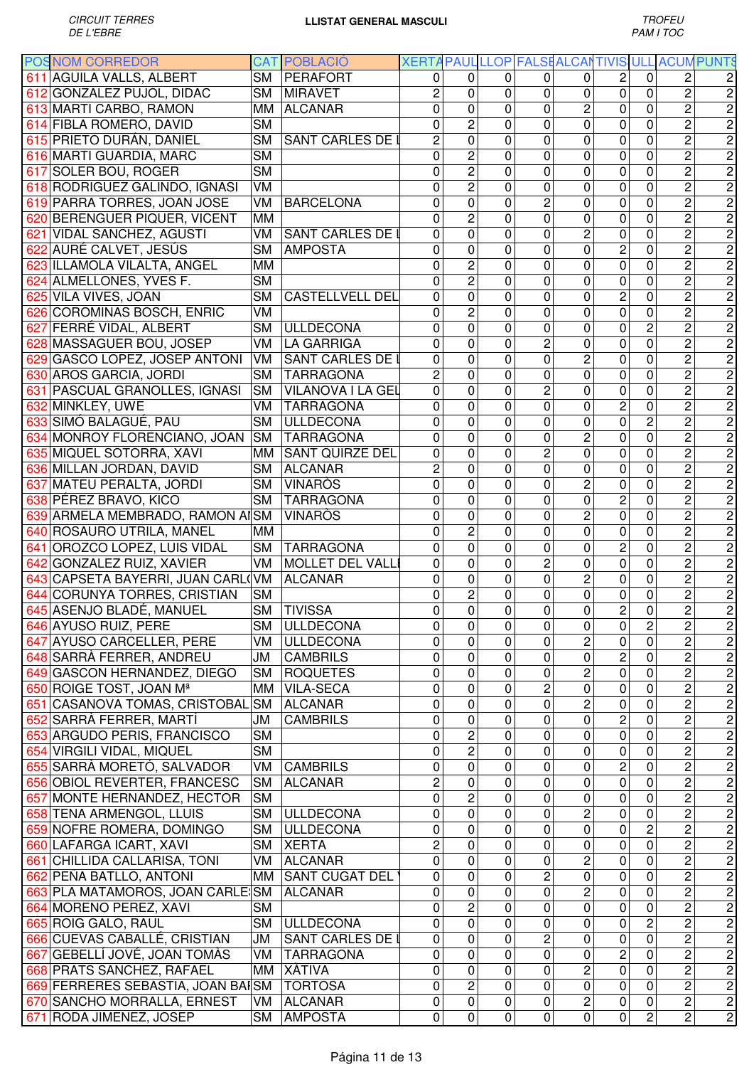CIRCUIT TERRES DE L'EBRE

**LLISTAT GENERAL MASCULI**

TROFEU PAM I TOC

| POS | NOM CORREDOR | CAT | POBLACIÓ | XERTA | PAUL | LLOP | FALSE | ALCAN | TIVIS | ULL | ACUM | PUNTS |
|---|---|---|---|---|---|---|---|---|---|---|---|---|
| 611 | AGUILA VALLS, ALBERT | SM | PERAFORT | 0 | 0 | 0 | 0 | 0 | 2 | 0 | 2 | 2 |
| 612 | GONZALEZ PUJOL, DIDAC | SM | MIRAVET | 2 | 0 | 0 | 0 | 0 | 0 | 0 | 2 | 2 |
| 613 | MARTI CARBO, RAMON | MM | ALCANAR | 0 | 0 | 0 | 0 | 2 | 0 | 0 | 2 | 2 |
| 614 | FIBLA ROMERO, DAVID | SM | | 0 | 2 | 0 | 0 | 0 | 0 | 0 | 2 | 2 |
| 615 | PRIETO DURÁN, DANIEL | SM | SANT CARLES DE L | 2 | 0 | 0 | 0 | 0 | 0 | 0 | 2 | 2 |
| 616 | MARTI GUARDIA, MARC | SM | | 0 | 2 | 0 | 0 | 0 | 0 | 0 | 2 | 2 |
| 617 | SOLER BOU, ROGER | SM | | 0 | 2 | 0 | 0 | 0 | 0 | 0 | 2 | 2 |
| 618 | RODRIGUEZ GALINDO, IGNASI | VM | | 0 | 2 | 0 | 0 | 0 | 0 | 0 | 2 | 2 |
| 619 | PARRA TORRES, JOAN JOSE | VM | BARCELONA | 0 | 0 | 0 | 2 | 0 | 0 | 0 | 2 | 2 |
| 620 | BERENGUER PIQUER, VICENT | MM | | 0 | 2 | 0 | 0 | 0 | 0 | 0 | 2 | 2 |
| 621 | VIDAL SANCHEZ, AGUSTI | VM | SANT CARLES DE L | 0 | 0 | 0 | 0 | 2 | 0 | 0 | 2 | 2 |
| 622 | AURÉ CALVET, JESÚS | SM | AMPOSTA | 0 | 0 | 0 | 0 | 0 | 2 | 0 | 2 | 2 |
| 623 | ILLAMOLA VILALTA, ANGEL | MM | | 0 | 2 | 0 | 0 | 0 | 0 | 0 | 2 | 2 |
| 624 | ALMELLONES, YVES F. | SM | | 0 | 2 | 0 | 0 | 0 | 0 | 0 | 2 | 2 |
| 625 | VILA VIVES, JOAN | SM | CASTELLVELL DEL | 0 | 0 | 0 | 0 | 0 | 2 | 0 | 2 | 2 |
| 626 | COROMINAS BOSCH, ENRIC | VM | | 0 | 2 | 0 | 0 | 0 | 0 | 0 | 2 | 2 |
| 627 | FERRÉ VIDAL, ALBERT | SM | ULLDECONA | 0 | 0 | 0 | 0 | 0 | 0 | 2 | 2 | 2 |
| 628 | MASSAGUER BOU, JOSEP | VM | LA GARRIGA | 0 | 0 | 0 | 2 | 0 | 0 | 0 | 2 | 2 |
| 629 | GASCO LOPEZ, JOSEP ANTONI | VM | SANT CARLES DE L | 0 | 0 | 0 | 0 | 2 | 0 | 0 | 2 | 2 |
| 630 | AROS GARCIA, JORDI | SM | TARRAGONA | 2 | 0 | 0 | 0 | 0 | 0 | 0 | 2 | 2 |
| 631 | PASCUAL GRANOLLES, IGNASI | SM | VILANOVA I LA GEL | 0 | 0 | 0 | 2 | 0 | 0 | 0 | 2 | 2 |
| 632 | MINKLEY, UWE | VM | TARRAGONA | 0 | 0 | 0 | 0 | 0 | 2 | 0 | 2 | 2 |
| 633 | SIMÓ BALAGUÉ, PAU | SM | ULLDECONA | 0 | 0 | 0 | 0 | 0 | 0 | 2 | 2 | 2 |
| 634 | MONROY FLORENCIANO, JOAN | SM | TARRAGONA | 0 | 0 | 0 | 0 | 2 | 0 | 0 | 2 | 2 |
| 635 | MIQUEL SOTORRA, XAVI | MM | SANT QUIRZE DEL | 0 | 0 | 0 | 2 | 0 | 0 | 0 | 2 | 2 |
| 636 | MILLAN JORDAN, DAVID | SM | ALCANAR | 2 | 0 | 0 | 0 | 0 | 0 | 0 | 2 | 2 |
| 637 | MATEU PERALTA, JORDI | SM | VINARÒS | 0 | 0 | 0 | 0 | 2 | 0 | 0 | 2 | 2 |
| 638 | PÉREZ BRAVO, KICO | SM | TARRAGONA | 0 | 0 | 0 | 0 | 0 | 2 | 0 | 2 | 2 |
| 639 | ARMELA MEMBRADO, RAMON AI | SM | VINARÒS | 0 | 0 | 0 | 0 | 2 | 0 | 0 | 2 | 2 |
| 640 | ROSAURO UTRILA, MANEL | MM | | 0 | 2 | 0 | 0 | 0 | 0 | 0 | 2 | 2 |
| 641 | OROZCO LOPEZ, LUIS VIDAL | SM | TARRAGONA | 0 | 0 | 0 | 0 | 0 | 2 | 0 | 2 | 2 |
| 642 | GONZALEZ RUIZ, XAVIER | VM | MOLLET DEL VALLI | 0 | 0 | 0 | 2 | 0 | 0 | 0 | 2 | 2 |
| 643 | CAPSETA BAYERRI, JUAN CARL( | VM | ALCANAR | 0 | 0 | 0 | 0 | 2 | 0 | 0 | 2 | 2 |
| 644 | CORUNYA TORRES, CRISTIAN | SM | | 0 | 2 | 0 | 0 | 0 | 0 | 0 | 2 | 2 |
| 645 | ASENJO BLADÉ, MANUEL | SM | TIVISSA | 0 | 0 | 0 | 0 | 0 | 2 | 0 | 2 | 2 |
| 646 | AYUSO RUIZ, PERE | SM | ULLDECONA | 0 | 0 | 0 | 0 | 0 | 0 | 2 | 2 | 2 |
| 647 | AYUSO CARCELLER, PERE | VM | ULLDECONA | 0 | 0 | 0 | 0 | 2 | 0 | 0 | 2 | 2 |
| 648 | SARRÀ FERRER, ANDREU | JM | CAMBRILS | 0 | 0 | 0 | 0 | 0 | 2 | 0 | 2 | 2 |
| 649 | GASCON HERNANDEZ, DIEGO | SM | ROQUETES | 0 | 0 | 0 | 0 | 2 | 0 | 0 | 2 | 2 |
| 650 | ROIGE TOST, JOAN Mª | MM | VILA-SECA | 0 | 0 | 0 | 2 | 0 | 0 | 0 | 2 | 2 |
| 651 | CASANOVA TOMAS, CRISTOBAL | SM | ALCANAR | 0 | 0 | 0 | 0 | 2 | 0 | 0 | 2 | 2 |
| 652 | SARRÀ FERRER, MARTÍ | JM | CAMBRILS | 0 | 0 | 0 | 0 | 0 | 2 | 0 | 2 | 2 |
| 653 | ARGUDO PERIS, FRANCISCO | SM | | 0 | 2 | 0 | 0 | 0 | 0 | 0 | 2 | 2 |
| 654 | VIRGILI VIDAL, MIQUEL | SM | | 0 | 2 | 0 | 0 | 0 | 0 | 0 | 2 | 2 |
| 655 | SARRÀ MORETÓ, SALVADOR | VM | CAMBRILS | 0 | 0 | 0 | 0 | 0 | 2 | 0 | 2 | 2 |
| 656 | OBIOL REVERTER, FRANCESC | SM | ALCANAR | 2 | 0 | 0 | 0 | 0 | 0 | 0 | 2 | 2 |
| 657 | MONTE HERNANDEZ, HECTOR | SM | | 0 | 2 | 0 | 0 | 0 | 0 | 0 | 2 | 2 |
| 658 | TENA ARMENGOL, LLUIS | SM | ULLDECONA | 0 | 0 | 0 | 0 | 2 | 0 | 0 | 2 | 2 |
| 659 | NOFRE ROMERA, DOMINGO | SM | ULLDECONA | 0 | 0 | 0 | 0 | 0 | 0 | 2 | 2 | 2 |
| 660 | LAFARGA ICART, XAVI | SM | XERTA | 2 | 0 | 0 | 0 | 0 | 0 | 0 | 2 | 2 |
| 661 | CHILLIDA CALLARISA, TONI | VM | ALCANAR | 0 | 0 | 0 | 0 | 2 | 0 | 0 | 2 | 2 |
| 662 | PEÑA BATLLO, ANTONI | MM | SANT CUGAT DEL | 0 | 0 | 0 | 2 | 0 | 0 | 0 | 2 | 2 |
| 663 | PLA MATAMOROS, JOAN CARLE | SM | ALCANAR | 0 | 0 | 0 | 0 | 2 | 0 | 0 | 2 | 2 |
| 664 | MORENO PEREZ, XAVI | SM | | 0 | 2 | 0 | 0 | 0 | 0 | 0 | 2 | 2 |
| 665 | ROIG GALO, RAUL | SM | ULLDECONA | 0 | 0 | 0 | 0 | 0 | 0 | 2 | 2 | 2 |
| 666 | CUEVAS CABALLÉ, CRISTIAN | JM | SANT CARLES DE L | 0 | 0 | 0 | 2 | 0 | 0 | 0 | 2 | 2 |
| 667 | GEBELLÍ JOVÉ, JOAN TOMÀS | VM | TARRAGONA | 0 | 0 | 0 | 0 | 0 | 2 | 0 | 2 | 2 |
| 668 | PRATS SANCHEZ, RAFAEL | MM | XÀTIVA | 0 | 0 | 0 | 0 | 2 | 0 | 0 | 2 | 2 |
| 669 | FERRERES SEBASTIA, JOAN BAI | SM | TORTOSA | 0 | 2 | 0 | 0 | 0 | 0 | 0 | 2 | 2 |
| 670 | SANCHO MORRALLA, ERNEST | VM | ALCANAR | 0 | 0 | 0 | 0 | 2 | 0 | 0 | 2 | 2 |
| 671 | RODA JIMENEZ, JOSEP | SM | AMPOSTA | 0 | 0 | 0 | 0 | 0 | 0 | 2 | 2 | 2 |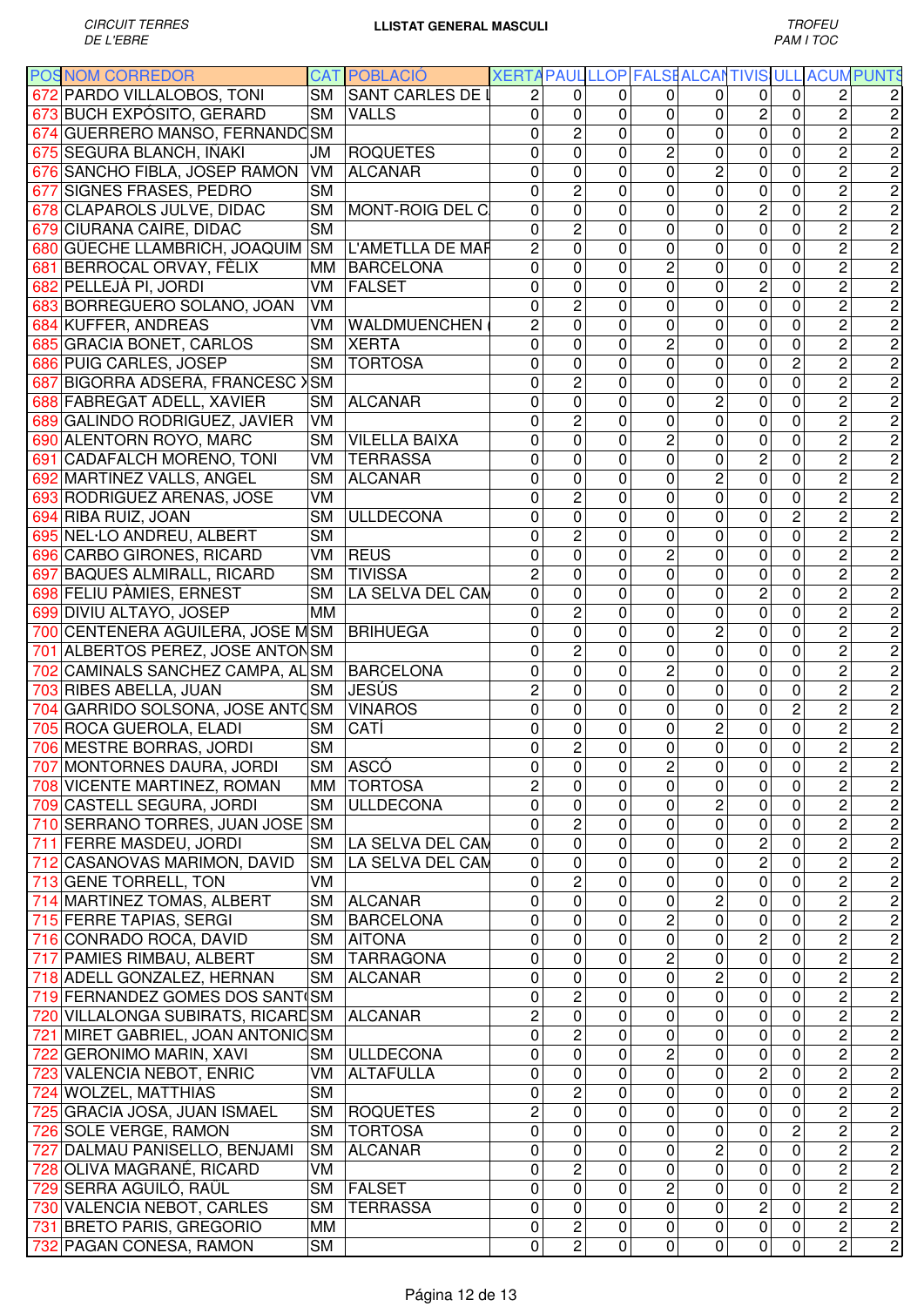CIRCUIT TERRES DE L'EBRE

**LLISTAT GENERAL MASCULI**

TROFEU PAM I TOC

| POS | NOM CORREDOR | CAT | POBLACIÓ | XERTA | PAUL | LLOP | FALSE | ALCAN | TIVIS | ULL | ACUM | PUNTS |
|---|---|---|---|---|---|---|---|---|---|---|---|---|
| 672 | PARDO VILLALOBOS, TONI | SM | SANT CARLES DE L | 2 | 0 | 0 | 0 | 0 | 0 | 0 | 2 | 2 |
| 673 | BUCH EXPÓSITO, GERARD | SM | VALLS | 0 | 0 | 0 | 0 | 0 | 2 | 0 | 2 | 2 |
| 674 | GUERRERO MANSO, FERNANDO | SM | | 0 | 2 | 0 | 0 | 0 | 0 | 0 | 2 | 2 |
| 675 | SEGURA BLANCH, IÑAKI | JM | ROQUETES | 0 | 0 | 0 | 2 | 0 | 0 | 0 | 2 | 2 |
| 676 | SANCHO FIBLA, JOSEP RAMON | VM | ALCANAR | 0 | 0 | 0 | 0 | 2 | 0 | 0 | 2 | 2 |
| 677 | SIGNES FRASES, PEDRO | SM | | 0 | 2 | 0 | 0 | 0 | 0 | 0 | 2 | 2 |
| 678 | CLAPAROLS JULVE, DIDAC | SM | MONT-ROIG DEL C | 0 | 0 | 0 | 0 | 0 | 2 | 0 | 2 | 2 |
| 679 | CIURANA CAIRE, DIDAC | SM | | 0 | 2 | 0 | 0 | 0 | 0 | 0 | 2 | 2 |
| 680 | GÜECHE LLAMBRICH, JOAQUIM | SM | L'AMETLLA DE MAR | 2 | 0 | 0 | 0 | 0 | 0 | 0 | 2 | 2 |
| 681 | BERROCAL ORVAY, FÈLIX | MM | BARCELONA | 0 | 0 | 0 | 2 | 0 | 0 | 0 | 2 | 2 |
| 682 | PELLEJÀ PI, JORDI | VM | FALSET | 0 | 0 | 0 | 0 | 0 | 2 | 0 | 2 | 2 |
| 683 | BORREGUERO SOLANO, JOAN | VM | | 0 | 2 | 0 | 0 | 0 | 0 | 0 | 2 | 2 |
| 684 | KUFFER, ANDREAS | VM | WALDMUENCHEN ( | 2 | 0 | 0 | 0 | 0 | 0 | 0 | 2 | 2 |
| 685 | GRACIA BONET, CARLOS | SM | XERTA | 0 | 0 | 0 | 2 | 0 | 0 | 0 | 2 | 2 |
| 686 | PUIG CARLES, JOSEP | SM | TORTOSA | 0 | 0 | 0 | 0 | 0 | 0 | 2 | 2 | 2 |
| 687 | BIGORRA ADSERÀ, FRANCESC X | SM | | 0 | 2 | 0 | 0 | 0 | 0 | 0 | 2 | 2 |
| 688 | FABREGAT ADELL, XAVIER | SM | ALCANAR | 0 | 0 | 0 | 0 | 2 | 0 | 0 | 2 | 2 |
| 689 | GALINDO RODRIGUEZ, JAVIER | VM | | 0 | 2 | 0 | 0 | 0 | 0 | 0 | 2 | 2 |
| 690 | ALENTORN ROYO, MARC | SM | VILELLA BAIXA | 0 | 0 | 0 | 2 | 0 | 0 | 0 | 2 | 2 |
| 691 | CADAFALCH MORENO, TONI | VM | TERRASSA | 0 | 0 | 0 | 0 | 0 | 2 | 0 | 2 | 2 |
| 692 | MARTINEZ VALLS, ANGEL | SM | ALCANAR | 0 | 0 | 0 | 0 | 2 | 0 | 0 | 2 | 2 |
| 693 | RODRIGUEZ ARENAS, JOSE | VM | | 0 | 2 | 0 | 0 | 0 | 0 | 0 | 2 | 2 |
| 694 | RIBA RUIZ, JOAN | SM | ULLDECONA | 0 | 0 | 0 | 0 | 0 | 0 | 2 | 2 | 2 |
| 695 | NEL·LO ANDREU, ALBERT | SM | | 0 | 2 | 0 | 0 | 0 | 0 | 0 | 2 | 2 |
| 696 | CARBO GIRONES, RICARD | VM | REUS | 0 | 0 | 0 | 2 | 0 | 0 | 0 | 2 | 2 |
| 697 | BAQUES ALMIRALL, RICARD | SM | TIVISSA | 2 | 0 | 0 | 0 | 0 | 0 | 0 | 2 | 2 |
| 698 | FELIU PÀMIES, ERNEST | SM | LA SELVA DEL CAM | 0 | 0 | 0 | 0 | 0 | 2 | 0 | 2 | 2 |
| 699 | DIVIU ALTAYO, JOSEP | MM | | 0 | 2 | 0 | 0 | 0 | 0 | 0 | 2 | 2 |
| 700 | CENTENERA AGUILERA, JOSE M | SM | BRIHUEGA | 0 | 0 | 0 | 0 | 2 | 0 | 0 | 2 | 2 |
| 701 | ALBERTOS PEREZ, JOSE ANTON | SM | | 0 | 2 | 0 | 0 | 0 | 0 | 0 | 2 | 2 |
| 702 | CAMINALS SANCHEZ CAMPA, AL | SM | BARCELONA | 0 | 0 | 0 | 2 | 0 | 0 | 0 | 2 | 2 |
| 703 | RIBES ABELLA, JUAN | SM | JESÚS | 2 | 0 | 0 | 0 | 0 | 0 | 0 | 2 | 2 |
| 704 | GARRIDO SOLSONA, JOSE ANTO | SM | VINAROS | 0 | 0 | 0 | 0 | 0 | 0 | 2 | 2 | 2 |
| 705 | ROCA GUEROLA, ELADI | SM | CATÍ | 0 | 0 | 0 | 0 | 2 | 0 | 0 | 2 | 2 |
| 706 | MESTRE BORRAS, JORDI | SM | | 0 | 2 | 0 | 0 | 0 | 0 | 0 | 2 | 2 |
| 707 | MONTORNES DAURA, JORDI | SM | ASCÓ | 0 | 0 | 0 | 2 | 0 | 0 | 0 | 2 | 2 |
| 708 | VICENTE MARTINEZ, ROMAN | MM | TORTOSA | 2 | 0 | 0 | 0 | 0 | 0 | 0 | 2 | 2 |
| 709 | CASTELL SEGURA, JORDI | SM | ULLDECONA | 0 | 0 | 0 | 0 | 2 | 0 | 0 | 2 | 2 |
| 710 | SERRANO TORRES, JUAN JOSE | SM | | 0 | 2 | 0 | 0 | 0 | 0 | 0 | 2 | 2 |
| 711 | FERRE MASDEU, JORDI | SM | LA SELVA DEL CAM | 0 | 0 | 0 | 0 | 0 | 2 | 0 | 2 | 2 |
| 712 | CASANOVAS MARIMON, DAVID | SM | LA SELVA DEL CAM | 0 | 0 | 0 | 0 | 0 | 2 | 0 | 2 | 2 |
| 713 | GENE TORRELL, TON | VM | | 0 | 2 | 0 | 0 | 0 | 0 | 0 | 2 | 2 |
| 714 | MARTINEZ TOMAS, ALBERT | SM | ALCANAR | 0 | 0 | 0 | 0 | 2 | 0 | 0 | 2 | 2 |
| 715 | FERRE TAPIAS, SERGI | SM | BARCELONA | 0 | 0 | 0 | 2 | 0 | 0 | 0 | 2 | 2 |
| 716 | CONRADO ROCA, DAVID | SM | AITONA | 0 | 0 | 0 | 0 | 0 | 2 | 0 | 2 | 2 |
| 717 | PAMIES RIMBAU, ALBERT | SM | TARRAGONA | 0 | 0 | 0 | 2 | 0 | 0 | 0 | 2 | 2 |
| 718 | ADELL GONZALEZ, HERNAN | SM | ALCANAR | 0 | 0 | 0 | 0 | 2 | 0 | 0 | 2 | 2 |
| 719 | FERNANDEZ GOMES DOS SANTO | SM | | 0 | 2 | 0 | 0 | 0 | 0 | 0 | 2 | 2 |
| 720 | VILLALONGA SUBIRATS, RICARD | SM | ALCANAR | 2 | 0 | 0 | 0 | 0 | 0 | 0 | 2 | 2 |
| 721 | MIRET GABRIEL, JOAN ANTONIO | SM | | 0 | 2 | 0 | 0 | 0 | 0 | 0 | 2 | 2 |
| 722 | GERONIMO MARIN, XAVI | SM | ULLDECONA | 0 | 0 | 0 | 2 | 0 | 0 | 0 | 2 | 2 |
| 723 | VALENCIA NEBOT, ENRIC | VM | ALTAFULLA | 0 | 0 | 0 | 0 | 0 | 2 | 0 | 2 | 2 |
| 724 | WOLZEL, MATTHIAS | SM | | 0 | 2 | 0 | 0 | 0 | 0 | 0 | 2 | 2 |
| 725 | GRACIA JOSA, JUAN ISMAEL | SM | ROQUETES | 2 | 0 | 0 | 0 | 0 | 0 | 0 | 2 | 2 |
| 726 | SOLE VERGE, RAMON | SM | TORTOSA | 0 | 0 | 0 | 0 | 0 | 0 | 2 | 2 | 2 |
| 727 | DALMAU PANISELLO, BENJAMI | SM | ALCANAR | 0 | 0 | 0 | 0 | 2 | 0 | 0 | 2 | 2 |
| 728 | OLIVA MAGRANÉ, RICARD | VM | | 0 | 2 | 0 | 0 | 0 | 0 | 0 | 2 | 2 |
| 729 | SERRA AGUILÓ, RAÜL | SM | FALSET | 0 | 0 | 0 | 2 | 0 | 0 | 0 | 2 | 2 |
| 730 | VALENCIA NEBOT, CARLES | SM | TERRASSA | 0 | 0 | 0 | 0 | 0 | 2 | 0 | 2 | 2 |
| 731 | BRETO PARIS, GREGORIO | MM | | 0 | 2 | 0 | 0 | 0 | 0 | 0 | 2 | 2 |
| 732 | PAGAN CONESA, RAMON | SM | | 0 | 2 | 0 | 0 | 0 | 0 | 0 | 2 | 2 |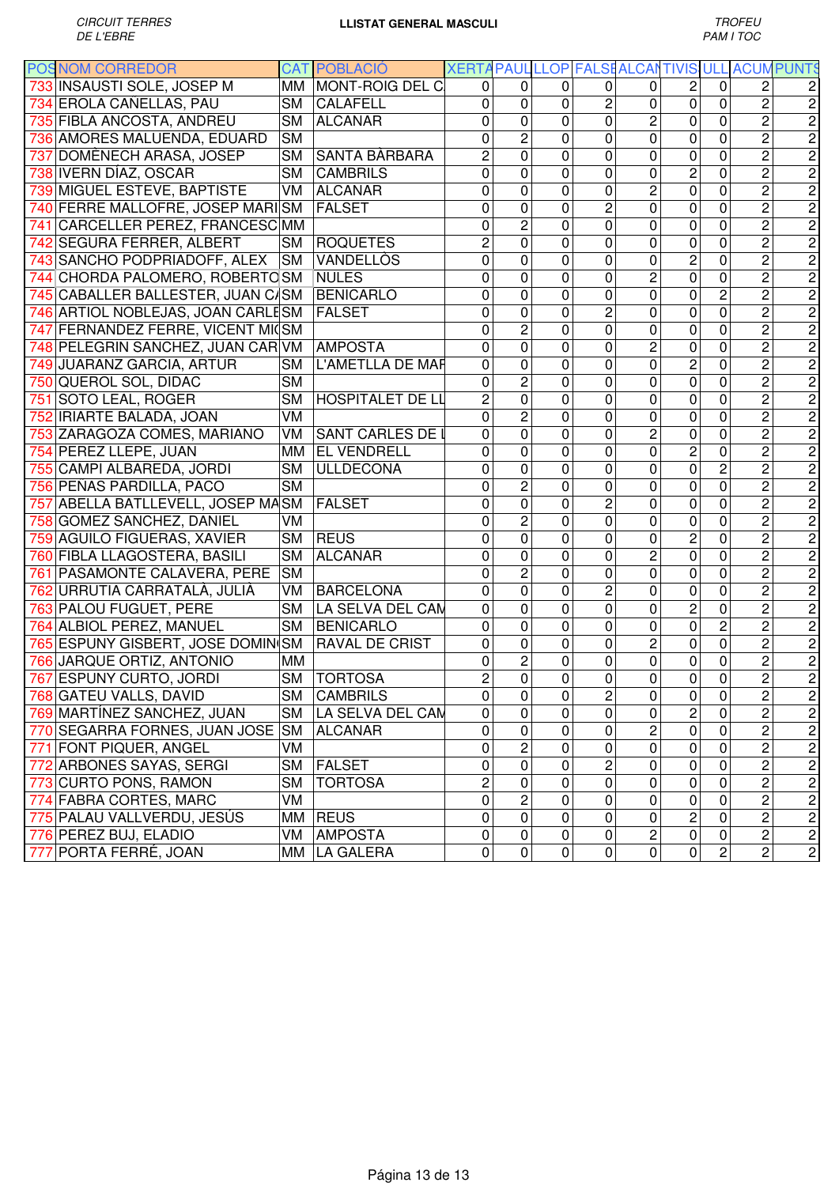CIRCUIT TERRES DE L'EBRE

**LLISTAT GENERAL MASCULI**

TROFEU PAM I TOC

| POS | NOM CORREDOR | CAT | POBLACIÓ | XERTA | PAUL | LLOP | FALSE | ALCAN | TIVIS | ULL | ACUM | PUNTS |
|---|---|---|---|---|---|---|---|---|---|---|---|---|
| 733 | INSAUSTI SOLE, JOSEP M | MM | MONT-ROIG DEL C | 0 | 0 | 0 | 0 | 0 | 2 | 0 | 2 | 2 |
| 734 | EROLA CANELLAS, PAU | SM | CALAFELL | 0 | 0 | 0 | 2 | 0 | 0 | 0 | 2 | 2 |
| 735 | FIBLA ANCOSTA, ANDREU | SM | ALCANAR | 0 | 0 | 0 | 0 | 2 | 0 | 0 | 2 | 2 |
| 736 | AMORES MALUENDA, EDUARD | SM | | 0 | 2 | 0 | 0 | 0 | 0 | 0 | 2 | 2 |
| 737 | DOMÈNECH ARASA, JOSEP | SM | SANTA BÀRBARA | 2 | 0 | 0 | 0 | 0 | 0 | 0 | 2 | 2 |
| 738 | IVERN DÍAZ, OSCAR | SM | CAMBRILS | 0 | 0 | 0 | 0 | 0 | 2 | 0 | 2 | 2 |
| 739 | MIGUEL ESTEVE, BAPTISTE | VM | ALCANAR | 0 | 0 | 0 | 0 | 2 | 0 | 0 | 2 | 2 |
| 740 | FERRE MALLOFRE, JOSEP MARI | SM | FALSET | 0 | 0 | 0 | 2 | 0 | 0 | 0 | 2 | 2 |
| 741 | CARCELLER PEREZ, FRANCESC | MM | | 0 | 2 | 0 | 0 | 0 | 0 | 0 | 2 | 2 |
| 742 | SEGURA FERRER, ALBERT | SM | ROQUETES | 2 | 0 | 0 | 0 | 0 | 0 | 0 | 2 | 2 |
| 743 | SANCHO PODPRIADOFF, ALEX | SM | VANDELLÓS | 0 | 0 | 0 | 0 | 0 | 2 | 0 | 2 | 2 |
| 744 | CHORDA PALOMERO, ROBERTO | SM | NULES | 0 | 0 | 0 | 0 | 2 | 0 | 0 | 2 | 2 |
| 745 | CABALLER BALLESTER, JUAN C/ | SM | BENICARLO | 0 | 0 | 0 | 0 | 0 | 0 | 2 | 2 | 2 |
| 746 | ARTIOL NOBLEJAS, JOAN CARLE | SM | FALSET | 0 | 0 | 0 | 2 | 0 | 0 | 0 | 2 | 2 |
| 747 | FERNANDEZ FERRE, VICENT MI( | SM | | 0 | 2 | 0 | 0 | 0 | 0 | 0 | 2 | 2 |
| 748 | PELEGRIN SANCHEZ, JUAN CAR | VM | AMPOSTA | 0 | 0 | 0 | 0 | 2 | 0 | 0 | 2 | 2 |
| 749 | JUARANZ GARCIA, ARTUR | SM | L'AMETLLA DE MAF | 0 | 0 | 0 | 0 | 0 | 2 | 0 | 2 | 2 |
| 750 | QUEROL SOL, DIDAC | SM | | 0 | 2 | 0 | 0 | 0 | 0 | 0 | 2 | 2 |
| 751 | SOTO LEAL, ROGER | SM | HOSPITALET DE LL | 2 | 0 | 0 | 0 | 0 | 0 | 0 | 2 | 2 |
| 752 | IRIARTE BALADA, JOAN | VM | | 0 | 2 | 0 | 0 | 0 | 0 | 0 | 2 | 2 |
| 753 | ZARAGOZA COMES, MARIANO | VM | SANT CARLES DE I | 0 | 0 | 0 | 0 | 2 | 0 | 0 | 2 | 2 |
| 754 | PEREZ LLEPE, JUAN | MM | EL VENDRELL | 0 | 0 | 0 | 0 | 0 | 2 | 0 | 2 | 2 |
| 755 | CAMPI ALBAREDA, JORDI | SM | ULLDECONA | 0 | 0 | 0 | 0 | 0 | 0 | 2 | 2 | 2 |
| 756 | PEÑAS PARDILLA, PACO | SM | | 0 | 2 | 0 | 0 | 0 | 0 | 0 | 2 | 2 |
| 757 | ABELLA BATLLEVELL, JOSEP MA | SM | FALSET | 0 | 0 | 0 | 2 | 0 | 0 | 0 | 2 | 2 |
| 758 | GOMEZ SANCHEZ, DANIEL | VM | | 0 | 2 | 0 | 0 | 0 | 0 | 0 | 2 | 2 |
| 759 | AGUILO FIGUERAS, XAVIER | SM | REUS | 0 | 0 | 0 | 0 | 0 | 2 | 0 | 2 | 2 |
| 760 | FIBLA LLAGOSTERA, BASILI | SM | ALCANAR | 0 | 0 | 0 | 0 | 2 | 0 | 0 | 2 | 2 |
| 761 | PASAMONTE CALAVERA, PERE | SM | | 0 | 2 | 0 | 0 | 0 | 0 | 0 | 2 | 2 |
| 762 | URRUTIA CARRATALÁ, JULIÀ | VM | BARCELONA | 0 | 0 | 0 | 2 | 0 | 0 | 0 | 2 | 2 |
| 763 | PALOU FUGUET, PERE | SM | LA SELVA DEL CAM | 0 | 0 | 0 | 0 | 0 | 2 | 0 | 2 | 2 |
| 764 | ALBIOL PEREZ, MANUEL | SM | BENICARLO | 0 | 0 | 0 | 0 | 0 | 0 | 2 | 2 | 2 |
| 765 | ESPUNY GISBERT, JOSE DOMIN | SM | RAVAL DE CRIST | 0 | 0 | 0 | 0 | 2 | 0 | 0 | 2 | 2 |
| 766 | JARQUE ORTIZ, ANTONIO | MM | | 0 | 2 | 0 | 0 | 0 | 0 | 0 | 2 | 2 |
| 767 | ESPUNY CURTO, JORDI | SM | TORTOSA | 2 | 0 | 0 | 0 | 0 | 0 | 0 | 2 | 2 |
| 768 | GATEU VALLS, DAVID | SM | CAMBRILS | 0 | 0 | 0 | 2 | 0 | 0 | 0 | 2 | 2 |
| 769 | MARTÍNEZ SANCHEZ, JUAN | SM | LA SELVA DEL CAM | 0 | 0 | 0 | 0 | 0 | 2 | 0 | 2 | 2 |
| 770 | SEGARRA FORNES, JUAN JOSE | SM | ALCANAR | 0 | 0 | 0 | 0 | 2 | 0 | 0 | 2 | 2 |
| 771 | FONT PIQUER, ANGEL | VM | | 0 | 2 | 0 | 0 | 0 | 0 | 0 | 2 | 2 |
| 772 | ARBONES SAYAS, SERGI | SM | FALSET | 0 | 0 | 0 | 2 | 0 | 0 | 0 | 2 | 2 |
| 773 | CURTO PONS, RAMON | SM | TORTOSA | 2 | 0 | 0 | 0 | 0 | 0 | 0 | 2 | 2 |
| 774 | FABRA CORTES, MARC | VM | | 0 | 2 | 0 | 0 | 0 | 0 | 0 | 2 | 2 |
| 775 | PALAU VALLVERDU, JESÚS | MM | REUS | 0 | 0 | 0 | 0 | 0 | 2 | 0 | 2 | 2 |
| 776 | PEREZ BUJ, ELADIO | VM | AMPOSTA | 0 | 0 | 0 | 0 | 2 | 0 | 0 | 2 | 2 |
| 777 | PORTA FERRÉ, JOAN | MM | LA GALERA | 0 | 0 | 0 | 0 | 0 | 0 | 2 | 2 | 2 |